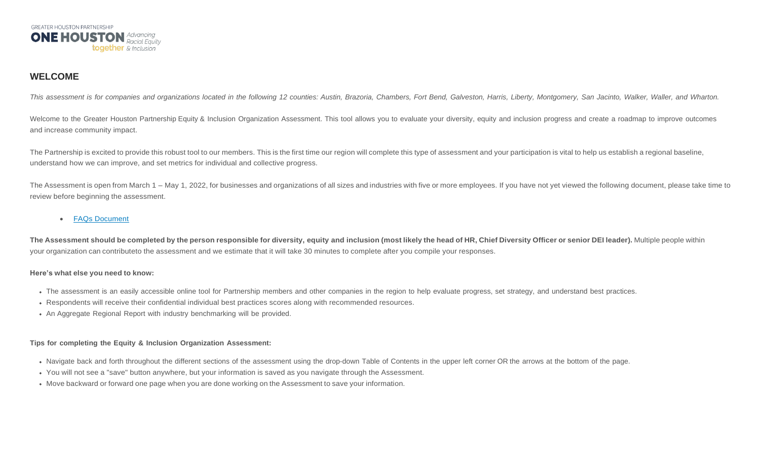GREATER HOUSTON PARTNERSHIP
**ONE HOUSTON together** *Advancing Racial Equity & Inclusion*

## WELCOME

*This assessment is for companies and organizations located in the following 12 counties: Austin, Brazoria, Chambers, Fort Bend, Galveston, Harris, Liberty, Montgomery, San Jacinto, Walker, Waller, and Wharton.*

Welcome to the Greater Houston Partnership Equity & Inclusion Organization Assessment. This tool allows you to evaluate your diversity, equity and inclusion progress and create a roadmap to improve outcomes and increase community impact.

The Partnership is excited to provide this robust tool to our members. This is the first time our region will complete this type of assessment and your participation is vital to help us establish a regional baseline, understand how we can improve, and set metrics for individual and collective progress.

The Assessment is open from March 1 – May 1, 2022, for businesses and organizations of all sizes and industries with five or more employees. If you have not yet viewed the following document, please take time to review before beginning the assessment.

- FAQs Document

**The Assessment should be completed by the person responsible for diversity, equity and inclusion (most likely the head of HR, Chief Diversity Officer or senior DEI leader).** Multiple people within your organization can contributeto the assessment and we estimate that it will take 30 minutes to complete after you compile your responses.

**Here's what else you need to know:**

- The assessment is an easily accessible online tool for Partnership members and other companies in the region to help evaluate progress, set strategy, and understand best practices.
- Respondents will receive their confidential individual best practices scores along with recommended resources.
- An Aggregate Regional Report with industry benchmarking will be provided.

**Tips for completing the Equity & Inclusion Organization Assessment:**

- Navigate back and forth throughout the different sections of the assessment using the drop-down Table of Contents in the upper left corner OR the arrows at the bottom of the page.
- You will not see a "save" button anywhere, but your information is saved as you navigate through the Assessment.
- Move backward or forward one page when you are done working on the Assessment to save your information.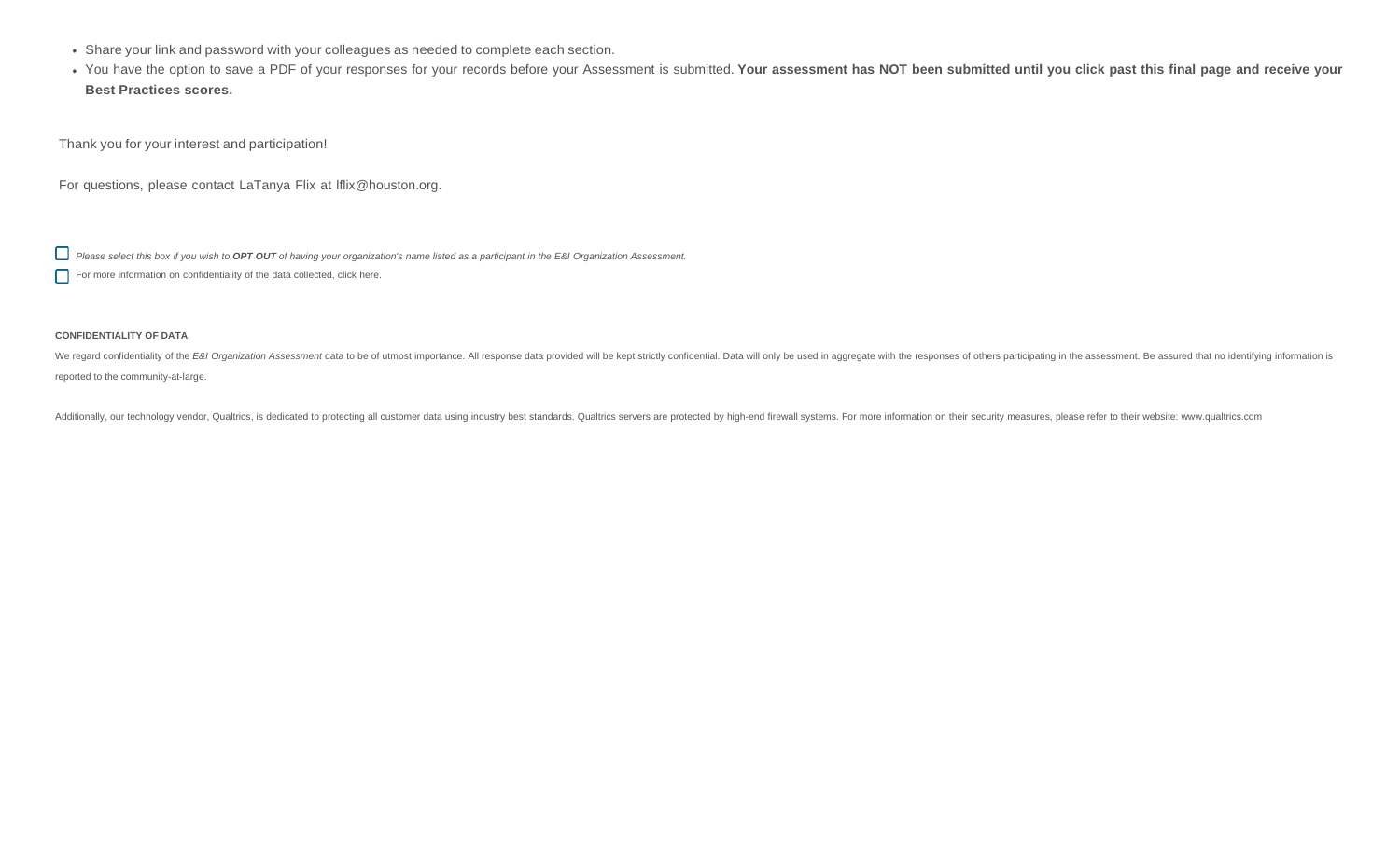- Share your link and password with your colleagues as needed to complete each section.
- You have the option to save a PDF of your responses for your records before your Assessment is submitted. **Your assessment has NOT been submitted until you click past this final page and receive your Best Practices scores.**

Thank you for your interest and participation!

For questions, please contact LaTanya Flix at lflix@houston.org.

- [ ] *Please select this box if you wish to **OPT OUT** of having your organization's name listed as a participant in the E&I Organization Assessment.*
- [ ] For more information on confidentiality of the data collected, click here.

**CONFIDENTIALITY OF DATA**

We regard confidentiality of the *E&I Organization Assessment* data to be of utmost importance. All response data provided will be kept strictly confidential. Data will only be used in aggregate with the responses of others participating in the assessment. Be assured that no identifying information is reported to the community-at-large.

Additionally, our technology vendor, Qualtrics, is dedicated to protecting all customer data using industry best standards. Qualtrics servers are protected by high-end firewall systems. For more information on their security measures, please refer to their website: www.qualtrics.com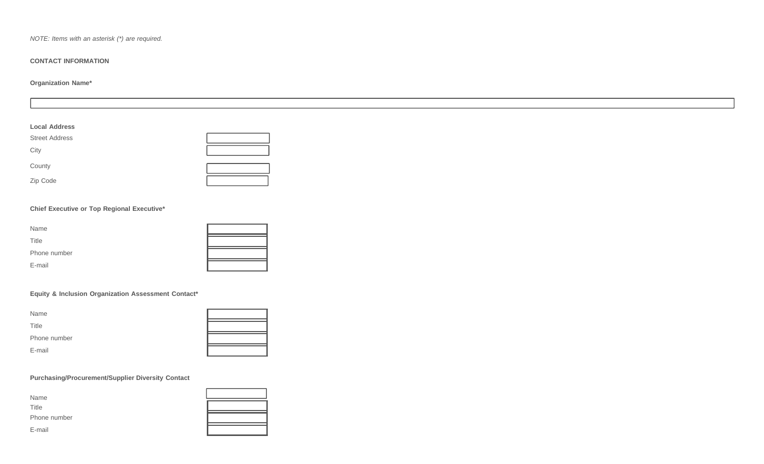*NOTE: Items with an asterisk (*) are required.*

**CONTACT INFORMATION**

**Organization Name***

**Local Address**

Street Address

City

County

Zip Code

**Chief Executive or Top Regional Executive***

Name

Title

Phone number

E-mail

**Equity & Inclusion Organization Assessment Contact***

Name

Title

Phone number

E-mail

**Purchasing/Procurement/Supplier Diversity Contact**

Name

Title

Phone number

E-mail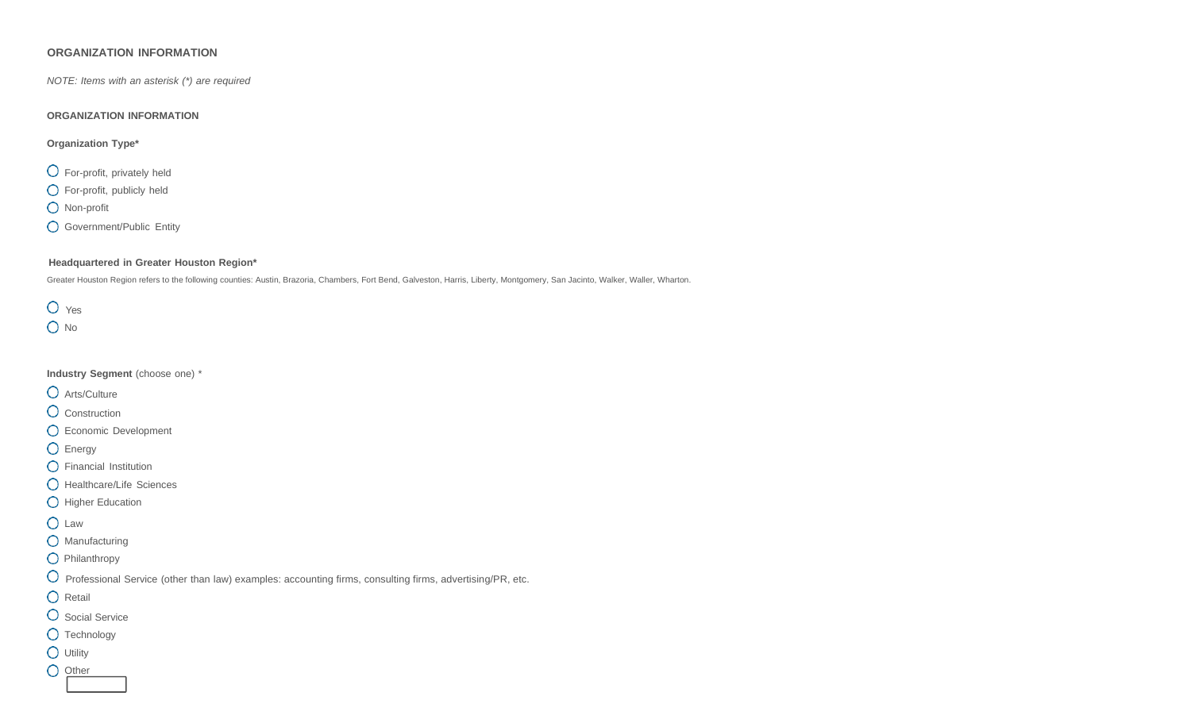## ORGANIZATION INFORMATION

*NOTE: Items with an asterisk (*) are required*

### ORGANIZATION INFORMATION

**Organization Type***

- ◯ For-profit, privately held
- ◯ For-profit, publicly held
- ◯ Non-profit
- ◯ Government/Public Entity

**Headquartered in Greater Houston Region***

Greater Houston Region refers to the following counties: Austin, Brazoria, Chambers, Fort Bend, Galveston, Harris, Liberty, Montgomery, San Jacinto, Walker, Waller, Wharton.

- ◯ Yes
- ◯ No

**Industry Segment** (choose one) *

- ◯ Arts/Culture
- ◯ Construction
- ◯ Economic Development
- ◯ Energy
- ◯ Financial Institution
- ◯ Healthcare/Life Sciences
- ◯ Higher Education
- ◯ Law
- ◯ Manufacturing
- ◯ Philanthropy
- ◯ Professional Service (other than law) examples: accounting firms, consulting firms, advertising/PR, etc.
- ◯ Retail
- ◯ Social Service
- ◯ Technology
- ◯ Utility
- ◯ Other ________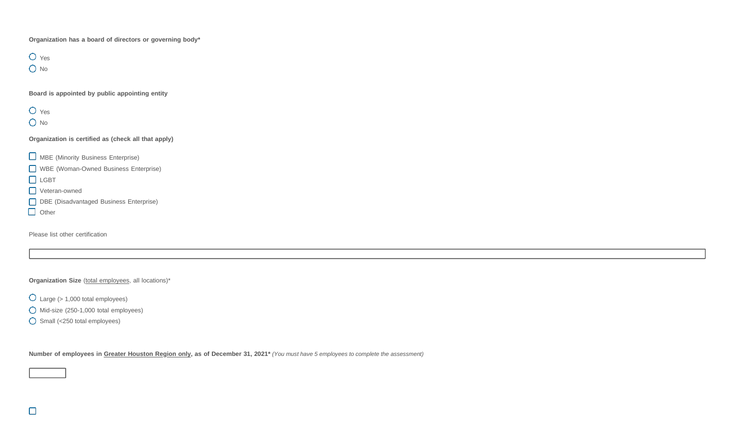**Organization has a board of directors or governing body***

- ○ Yes
- ○ No

**Board is appointed by public appointing entity**

- ○ Yes
- ○ No

**Organization is certified as (check all that apply)**

- ☐ MBE (Minority Business Enterprise)
- ☐ WBE (Woman-Owned Business Enterprise)
- ☐ LGBT
- ☐ Veteran-owned
- ☐ DBE (Disadvantaged Business Enterprise)
- ☐ Other

Please list other certification

______________________________

**Organization Size** (total employees, all locations)*

- ○ Large (> 1,000 total employees)
- ○ Mid-size (250-1,000 total employees)
- ○ Small (<250 total employees)

**Number of employees in Greater Houston Region only, as of December 31, 2021*** *(You must have 5 employees to complete the assessment)*

__________

☐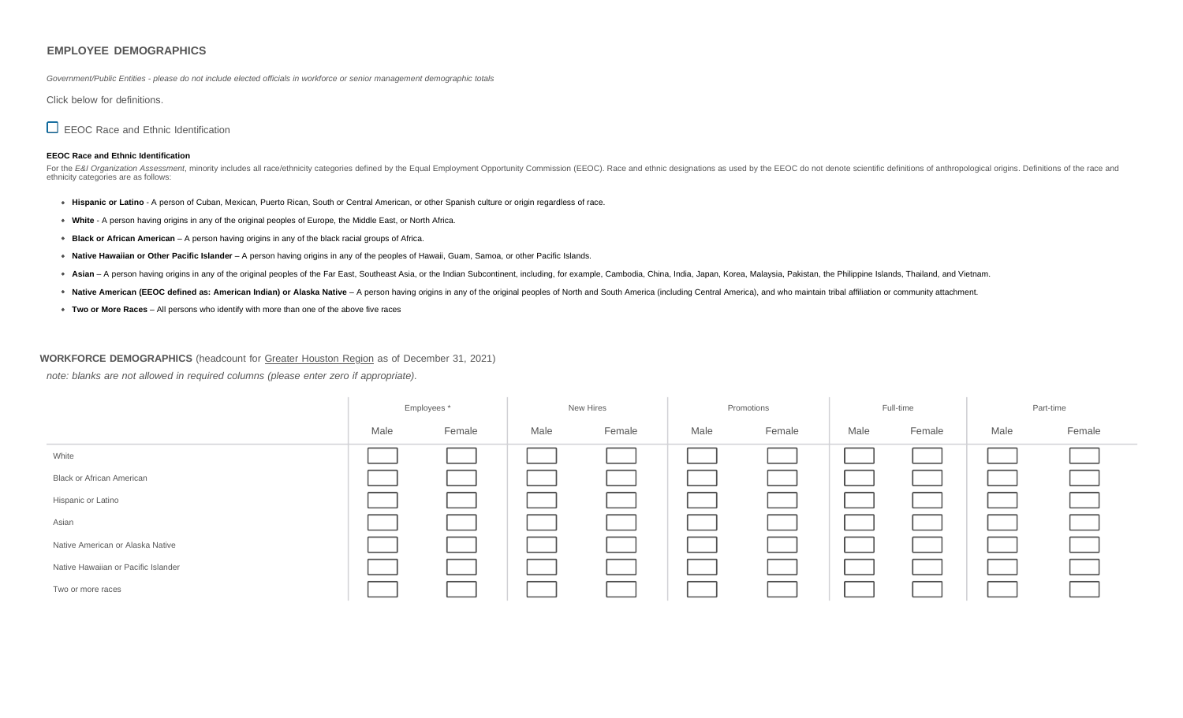## EMPLOYEE DEMOGRAPHICS

*Government/Public Entities - please do not include elected officials in workforce or senior management demographic totals*

Click below for definitions.

☐ EEOC Race and Ethnic Identification

#### EEOC Race and Ethnic Identification

For the *E&I Organization Assessment*, minority includes all race/ethnicity categories defined by the Equal Employment Opportunity Commission (EEOC). Race and ethnic designations as used by the EEOC do not denote scientific definitions of anthropological origins. Definitions of the race and ethnicity categories are as follows:

- **Hispanic or Latino** - A person of Cuban, Mexican, Puerto Rican, South or Central American, or other Spanish culture or origin regardless of race.
- **White** - A person having origins in any of the original peoples of Europe, the Middle East, or North Africa.
- **Black or African American** – A person having origins in any of the black racial groups of Africa.
- **Native Hawaiian or Other Pacific Islander** – A person having origins in any of the peoples of Hawaii, Guam, Samoa, or other Pacific Islands.
- **Asian** – A person having origins in any of the original peoples of the Far East, Southeast Asia, or the Indian Subcontinent, including, for example, Cambodia, China, India, Japan, Korea, Malaysia, Pakistan, the Philippine Islands, Thailand, and Vietnam.
- **Native American (EEOC defined as: American Indian) or Alaska Native** – A person having origins in any of the original peoples of North and South America (including Central America), and who maintain tribal affiliation or community attachment.
- **Two or More Races** – All persons who identify with more than one of the above five races

**WORKFORCE DEMOGRAPHICS** (headcount for Greater Houston Region as of December 31, 2021)

*note: blanks are not allowed in required columns (please enter zero if appropriate).*

| | Employees * | | New Hires | | Promotions | | Full-time | | Part-time | |
|---|---|---|---|---|---|---|---|---|---|---|
| | Male | Female | Male | Female | Male | Female | Male | Female | Male | Female |
| White | | | | | | | | | | |
| Black or African American | | | | | | | | | | |
| Hispanic or Latino | | | | | | | | | | |
| Asian | | | | | | | | | | |
| Native American or Alaska Native | | | | | | | | | | |
| Native Hawaiian or Pacific Islander | | | | | | | | | | |
| Two or more races | | | | | | | | | | |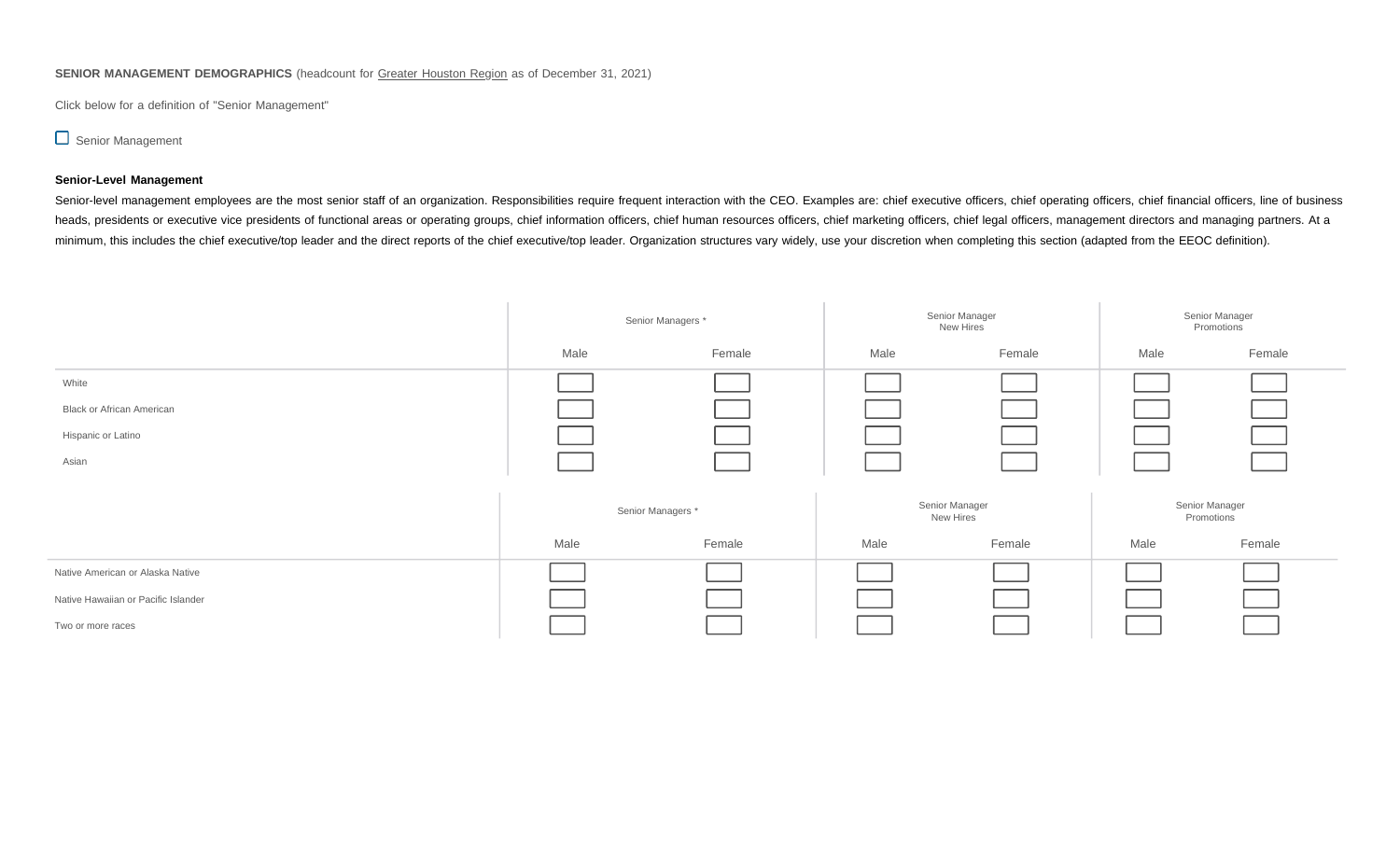**SENIOR MANAGEMENT DEMOGRAPHICS** (headcount for Greater Houston Region as of December 31, 2021)

Click below for a definition of "Senior Management"

☐ Senior Management

**Senior-Level Management**

Senior-level management employees are the most senior staff of an organization. Responsibilities require frequent interaction with the CEO. Examples are: chief executive officers, chief operating officers, chief financial officers, line of business heads, presidents or executive vice presidents of functional areas or operating groups, chief information officers, chief human resources officers, chief marketing officers, chief legal officers, management directors and managing partners. At a minimum, this includes the chief executive/top leader and the direct reports of the chief executive/top leader. Organization structures vary widely, use your discretion when completing this section (adapted from the EEOC definition).

| | Senior Managers * | | Senior Manager New Hires | | Senior Manager Promotions | |
|---|---|---|---|---|---|---|
| | Male | Female | Male | Female | Male | Female |
| White | | | | | | |
| Black or African American | | | | | | |
| Hispanic or Latino | | | | | | |
| Asian | | | | | | |
| Native American or Alaska Native | | | | | | |
| Native Hawaiian or Pacific Islander | | | | | | |
| Two or more races | | | | | | |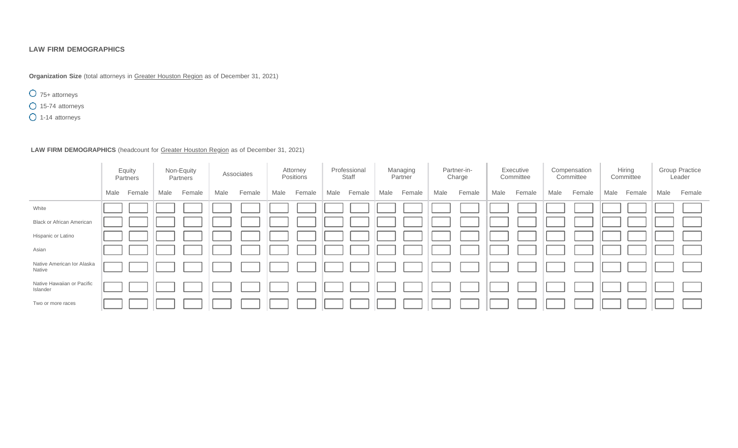**LAW FIRM DEMOGRAPHICS**

**Organization Size** (total attorneys in Greater Houston Region as of December 31, 2021)

- ◯ 75+ attorneys
- ◯ 15-74 attorneys
- ◯ 1-14 attorneys

**LAW FIRM DEMOGRAPHICS** (headcount for Greater Houston Region as of December 31, 2021)

| | Equity Partners | | Non-Equity Partners | | Associates | | Attorney Positions | | Professional Staff | | Managing Partner | | Partner-in-Charge | | Executive Committee | | Compensation Committee | | Hiring Committee | | Group Practice Leader | |
|---|---|---|---|---|---|---|---|---|---|---|---|---|---|---|---|---|---|---|---|---|---|---|
| | Male | Female | Male | Female | Male | Female | Male | Female | Male | Female | Male | Female | Male | Female | Male | Female | Male | Female | Male | Female | Male | Female |
| White | | | | | | | | | | | | | | | | | | | | | | |
| Black or African American | | | | | | | | | | | | | | | | | | | | | | |
| Hispanic or Latino | | | | | | | | | | | | | | | | | | | | | | |
| Asian | | | | | | | | | | | | | | | | | | | | | | |
| Native American Ior Alaska Native | | | | | | | | | | | | | | | | | | | | | | |
| Native Hawaiian or Pacific Islander | | | | | | | | | | | | | | | | | | | | | | |
| Two or more races | | | | | | | | | | | | | | | | | | | | | | |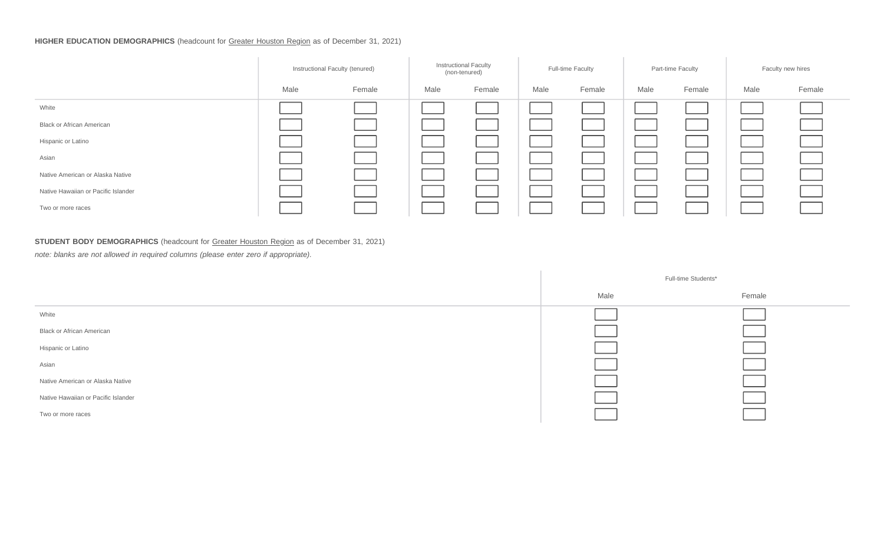**HIGHER EDUCATION DEMOGRAPHICS** (headcount for Greater Houston Region as of December 31, 2021)

| | Instructional Faculty (tenured) | | Instructional Faculty (non-tenured) | | Full-time Faculty | | Part-time Faculty | | Faculty new hires | |
|---|---|---|---|---|---|---|---|---|---|---|
| | Male | Female | Male | Female | Male | Female | Male | Female | Male | Female |
| White | | | | | | | | | | |
| Black or African American | | | | | | | | | | |
| Hispanic or Latino | | | | | | | | | | |
| Asian | | | | | | | | | | |
| Native American or Alaska Native | | | | | | | | | | |
| Native Hawaiian or Pacific Islander | | | | | | | | | | |
| Two or more races | | | | | | | | | | |

**STUDENT BODY DEMOGRAPHICS** (headcount for Greater Houston Region as of December 31, 2021)

*note: blanks are not allowed in required columns (please enter zero if appropriate).*

| | Full-time Students* | |
|---|---|---|
| | Male | Female |
| White | | |
| Black or African American | | |
| Hispanic or Latino | | |
| Asian | | |
| Native American or Alaska Native | | |
| Native Hawaiian or Pacific Islander | | |
| Two or more races | | |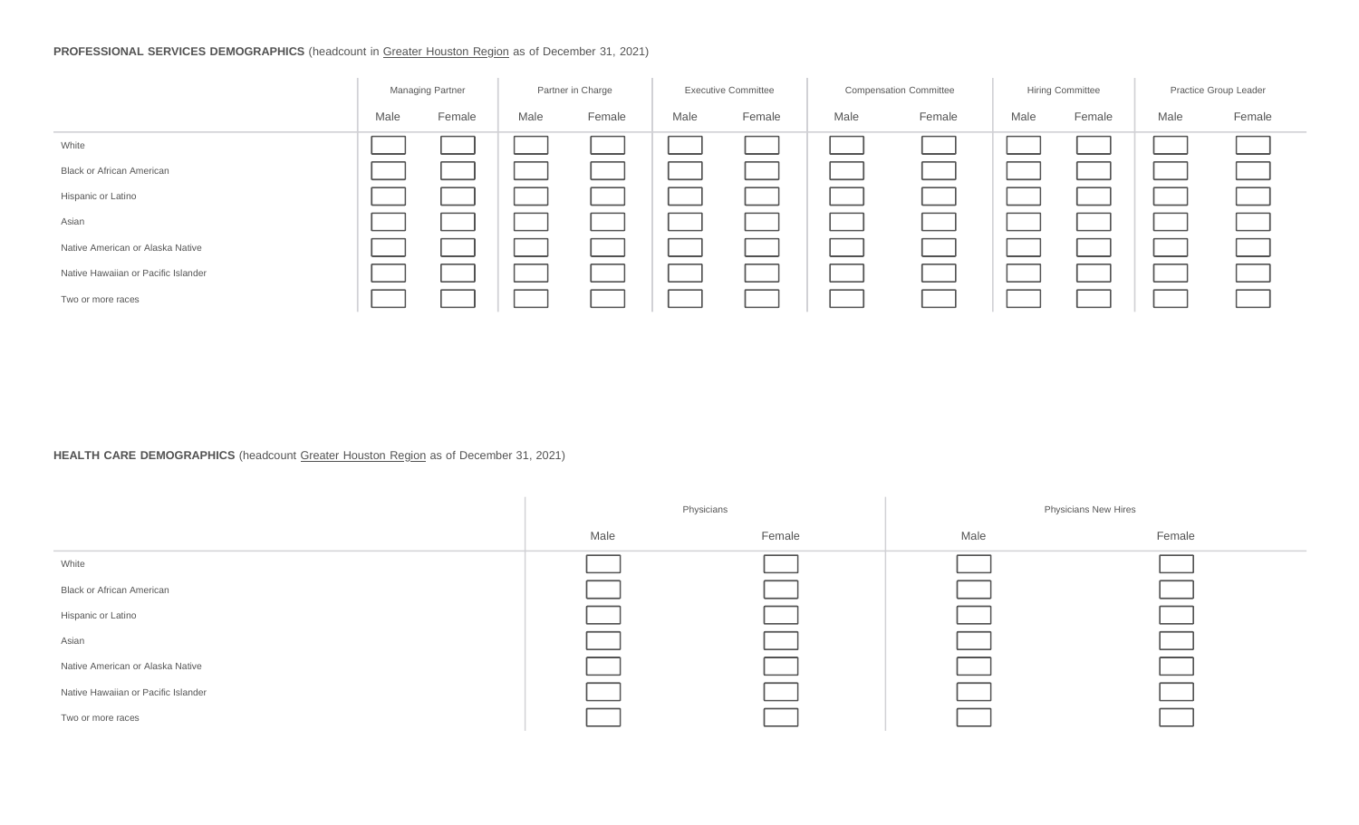**PROFESSIONAL SERVICES DEMOGRAPHICS** (headcount in Greater Houston Region as of December 31, 2021)

| | Managing Partner | | Partner in Charge | | Executive Committee | | Compensation Committee | | Hiring Committee | | Practice Group Leader | |
|---|---|---|---|---|---|---|---|---|---|---|---|---|
| | Male | Female | Male | Female | Male | Female | Male | Female | Male | Female | Male | Female |
| White | | | | | | | | | | | | |
| Black or African American | | | | | | | | | | | | |
| Hispanic or Latino | | | | | | | | | | | | |
| Asian | | | | | | | | | | | | |
| Native American or Alaska Native | | | | | | | | | | | | |
| Native Hawaiian or Pacific Islander | | | | | | | | | | | | |
| Two or more races | | | | | | | | | | | | |

**HEALTH CARE DEMOGRAPHICS** (headcount Greater Houston Region as of December 31, 2021)

| | Physicians | | Physicians New Hires | |
|---|---|---|---|---|
| | Male | Female | Male | Female |
| White | | | | |
| Black or African American | | | | |
| Hispanic or Latino | | | | |
| Asian | | | | |
| Native American or Alaska Native | | | | |
| Native Hawaiian or Pacific Islander | | | | |
| Two or more races | | | | |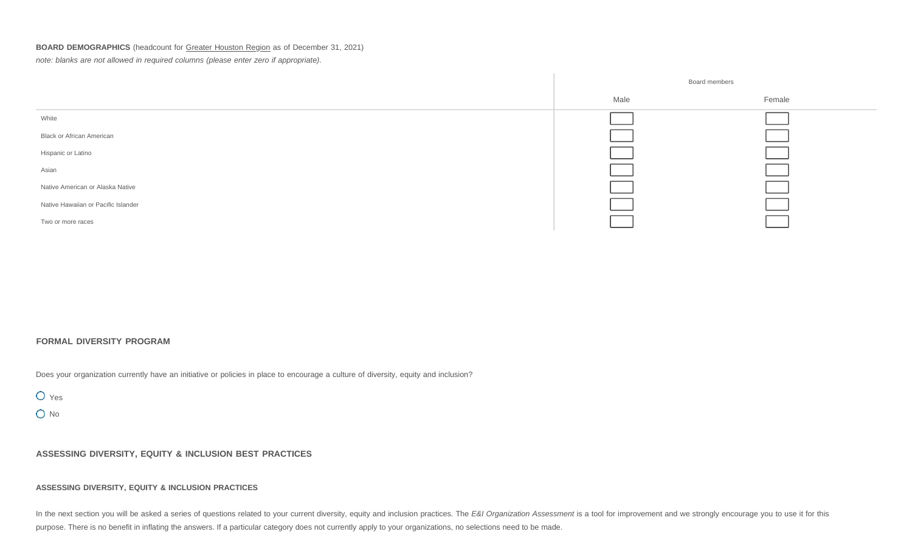**BOARD DEMOGRAPHICS** (headcount for Greater Houston Region as of December 31, 2021)

*note: blanks are not allowed in required columns (please enter zero if appropriate).*

| | Board members | |
|---|---|---|
| | Male | Female |
| White | | |
| Black or African American | | |
| Hispanic or Latino | | |
| Asian | | |
| Native American or Alaska Native | | |
| Native Hawaiian or Pacific Islander | | |
| Two or more races | | |

## FORMAL DIVERSITY PROGRAM

Does your organization currently have an initiative or policies in place to encourage a culture of diversity, equity and inclusion?

- ○ Yes
- ○ No

## ASSESSING DIVERSITY, EQUITY & INCLUSION BEST PRACTICES

### ASSESSING DIVERSITY, EQUITY & INCLUSION PRACTICES

In the next section you will be asked a series of questions related to your current diversity, equity and inclusion practices. The *E&I Organization Assessment* is a tool for improvement and we strongly encourage you to use it for this purpose. There is no benefit in inflating the answers. If a particular category does not currently apply to your organizations, no selections need to be made.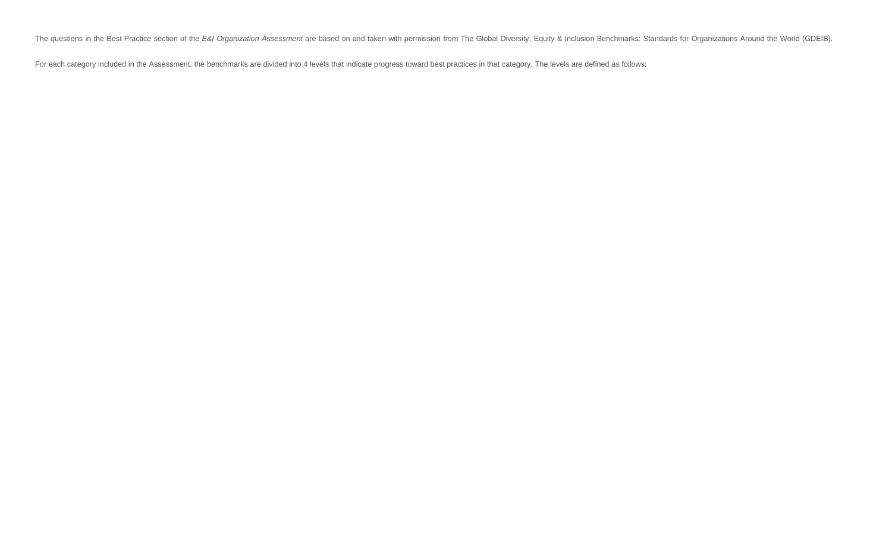The questions in the Best Practice section of the *E&I Organization Assessment* are based on and taken with permission from The Global Diversity, Equity & Inclusion Benchmarks: Standards for Organizations Around the World (GDEIB).

For each category included in the Assessment, the benchmarks are divided into 4 levels that indicate progress toward best practices in that category. The levels are defined as follows: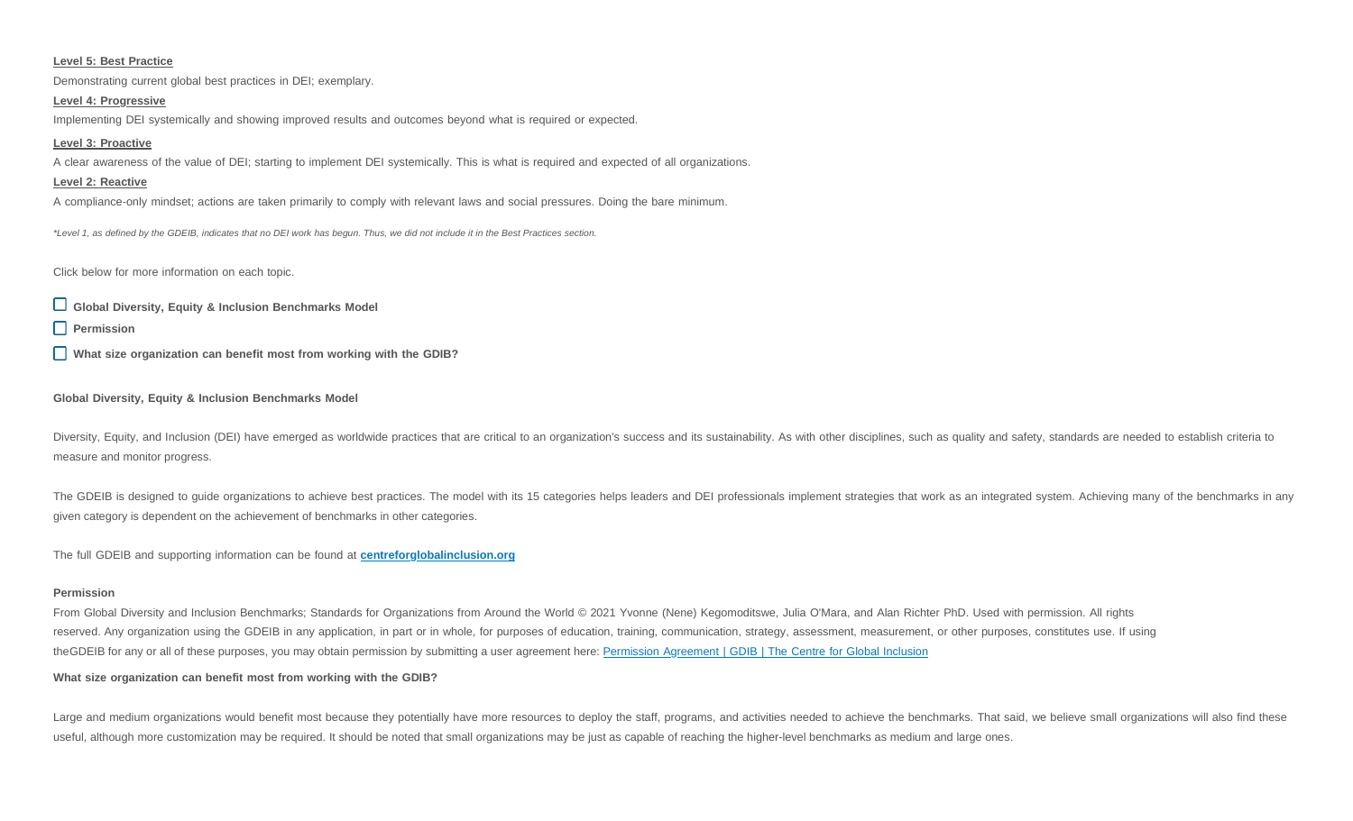**Level 5: Best Practice**

Demonstrating current global best practices in DEI; exemplary.

**Level 4: Progressive**

Implementing DEI systemically and showing improved results and outcomes beyond what is required or expected.

**Level 3: Proactive**

A clear awareness of the value of DEI; starting to implement DEI systemically. This is what is required and expected of all organizations.

**Level 2: Reactive**

A compliance-only mindset; actions are taken primarily to comply with relevant laws and social pressures. Doing the bare minimum.

*\*Level 1, as defined by the GDEIB, indicates that no DEI work has begun. Thus, we did not include it in the Best Practices section.*

Click below for more information on each topic.

- [ ] **Global Diversity, Equity & Inclusion Benchmarks Model**
- [ ] **Permission**
- [ ] **What size organization can benefit most from working with the GDIB?**

**Global Diversity, Equity & Inclusion Benchmarks Model**

Diversity, Equity, and Inclusion (DEI) have emerged as worldwide practices that are critical to an organization's success and its sustainability. As with other disciplines, such as quality and safety, standards are needed to establish criteria to measure and monitor progress.

The GDEIB is designed to guide organizations to achieve best practices. The model with its 15 categories helps leaders and DEI professionals implement strategies that work as an integrated system. Achieving many of the benchmarks in any given category is dependent on the achievement of benchmarks in other categories.

The full GDEIB and supporting information can be found at **centreforglobalinclusion.org**

**Permission**

From Global Diversity and Inclusion Benchmarks; Standards for Organizations from Around the World © 2021 Yvonne (Nene) Kegomoditswe, Julia O'Mara, and Alan Richter PhD. Used with permission. All rights reserved. Any organization using the GDEIB in any application, in part or in whole, for purposes of education, training, communication, strategy, assessment, measurement, or other purposes, constitutes use. If using theGDEIB for any or all of these purposes, you may obtain permission by submitting a user agreement here: Permission Agreement | GDIB | The Centre for Global Inclusion

**What size organization can benefit most from working with the GDIB?**

Large and medium organizations would benefit most because they potentially have more resources to deploy the staff, programs, and activities needed to achieve the benchmarks. That said, we believe small organizations will also find these useful, although more customization may be required. It should be noted that small organizations may be just as capable of reaching the higher-level benchmarks as medium and large ones.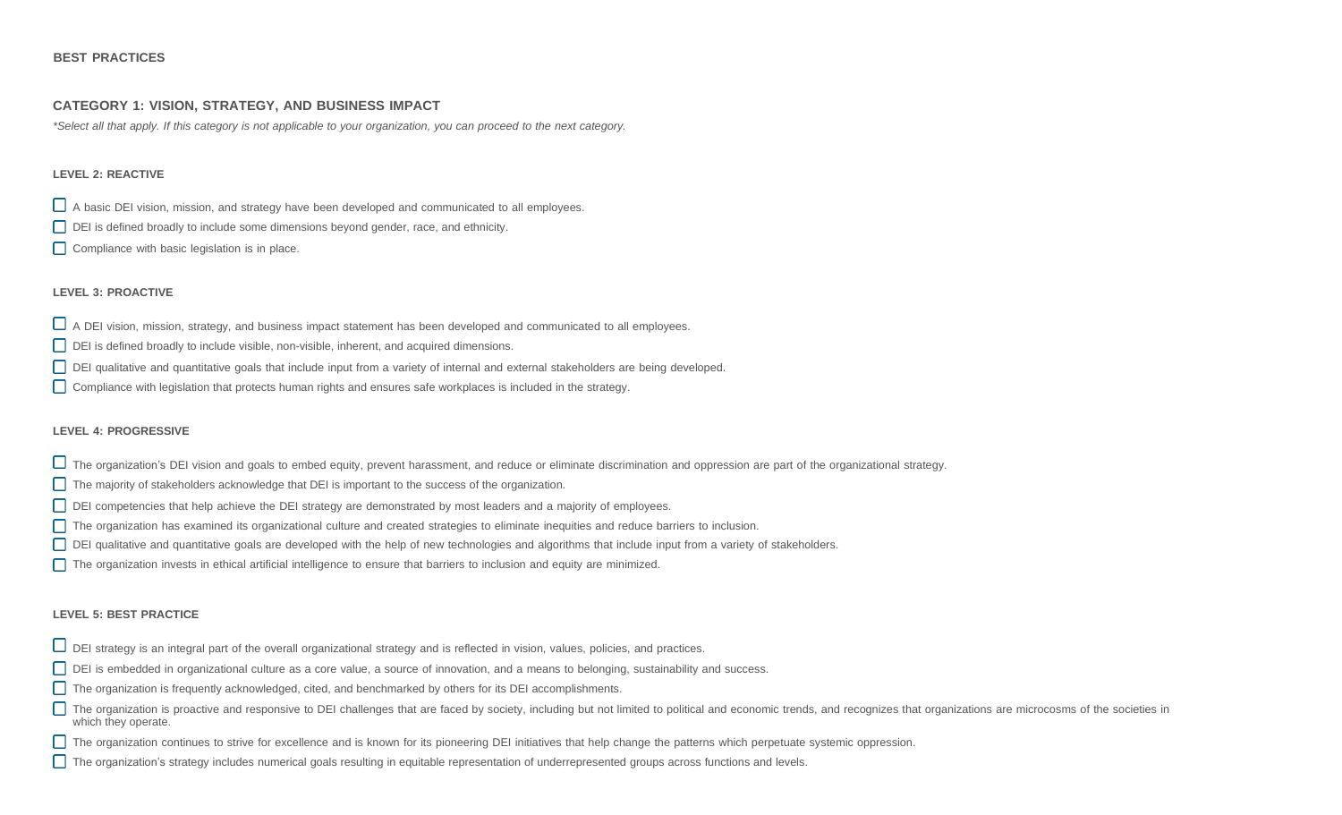**BEST PRACTICES**

## CATEGORY 1: VISION, STRATEGY, AND BUSINESS IMPACT

*\*Select all that apply. If this category is not applicable to your organization, you can proceed to the next category.*

### LEVEL 2: REACTIVE

- [ ] A basic DEI vision, mission, and strategy have been developed and communicated to all employees.
- [ ] DEI is defined broadly to include some dimensions beyond gender, race, and ethnicity.
- [ ] Compliance with basic legislation is in place.

### LEVEL 3: PROACTIVE

- [ ] A DEI vision, mission, strategy, and business impact statement has been developed and communicated to all employees.
- [ ] DEI is defined broadly to include visible, non-visible, inherent, and acquired dimensions.
- [ ] DEI qualitative and quantitative goals that include input from a variety of internal and external stakeholders are being developed.
- [ ] Compliance with legislation that protects human rights and ensures safe workplaces is included in the strategy.

### LEVEL 4: PROGRESSIVE

- [ ] The organization's DEI vision and goals to embed equity, prevent harassment, and reduce or eliminate discrimination and oppression are part of the organizational strategy.
- [ ] The majority of stakeholders acknowledge that DEI is important to the success of the organization.
- [ ] DEI competencies that help achieve the DEI strategy are demonstrated by most leaders and a majority of employees.
- [ ] The organization has examined its organizational culture and created strategies to eliminate inequities and reduce barriers to inclusion.
- [ ] DEI qualitative and quantitative goals are developed with the help of new technologies and algorithms that include input from a variety of stakeholders.
- [ ] The organization invests in ethical artificial intelligence to ensure that barriers to inclusion and equity are minimized.

### LEVEL 5: BEST PRACTICE

- [ ] DEI strategy is an integral part of the overall organizational strategy and is reflected in vision, values, policies, and practices.
- [ ] DEI is embedded in organizational culture as a core value, a source of innovation, and a means to belonging, sustainability and success.
- [ ] The organization is frequently acknowledged, cited, and benchmarked by others for its DEI accomplishments.
- [ ] The organization is proactive and responsive to DEI challenges that are faced by society, including but not limited to political and economic trends, and recognizes that organizations are microcosms of the societies in which they operate.
- [ ] The organization continues to strive for excellence and is known for its pioneering DEI initiatives that help change the patterns which perpetuate systemic oppression.
- [ ] The organization's strategy includes numerical goals resulting in equitable representation of underrepresented groups across functions and levels.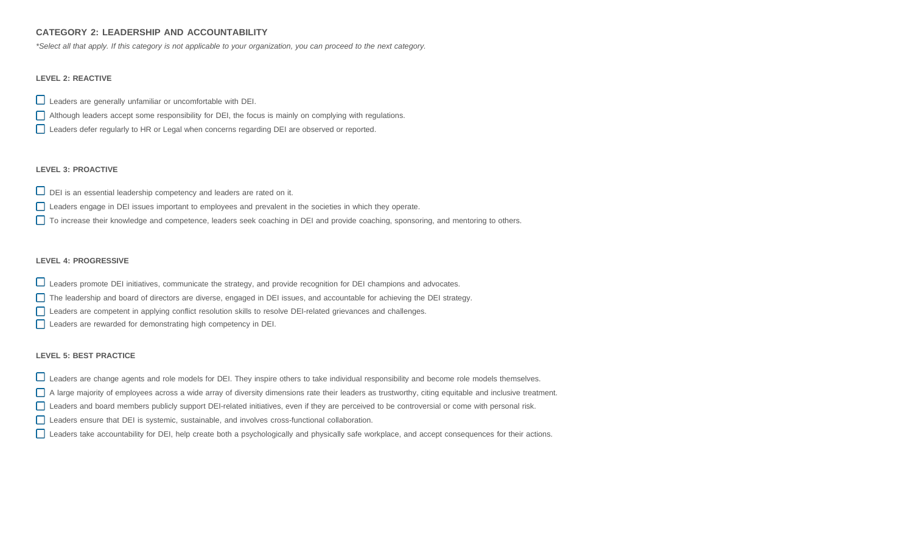## CATEGORY 2: LEADERSHIP AND ACCOUNTABILITY

*\*Select all that apply. If this category is not applicable to your organization, you can proceed to the next category.*

### LEVEL 2: REACTIVE

- [ ] Leaders are generally unfamiliar or uncomfortable with DEI.
- [ ] Although leaders accept some responsibility for DEI, the focus is mainly on complying with regulations.
- [ ] Leaders defer regularly to HR or Legal when concerns regarding DEI are observed or reported.

### LEVEL 3: PROACTIVE

- [ ] DEI is an essential leadership competency and leaders are rated on it.
- [ ] Leaders engage in DEI issues important to employees and prevalent in the societies in which they operate.
- [ ] To increase their knowledge and competence, leaders seek coaching in DEI and provide coaching, sponsoring, and mentoring to others.

### LEVEL 4: PROGRESSIVE

- [ ] Leaders promote DEI initiatives, communicate the strategy, and provide recognition for DEI champions and advocates.
- [ ] The leadership and board of directors are diverse, engaged in DEI issues, and accountable for achieving the DEI strategy.
- [ ] Leaders are competent in applying conflict resolution skills to resolve DEI-related grievances and challenges.
- [ ] Leaders are rewarded for demonstrating high competency in DEI.

### LEVEL 5: BEST PRACTICE

- [ ] Leaders are change agents and role models for DEI. They inspire others to take individual responsibility and become role models themselves.
- [ ] A large majority of employees across a wide array of diversity dimensions rate their leaders as trustworthy, citing equitable and inclusive treatment.
- [ ] Leaders and board members publicly support DEI-related initiatives, even if they are perceived to be controversial or come with personal risk.
- [ ] Leaders ensure that DEI is systemic, sustainable, and involves cross-functional collaboration.
- [ ] Leaders take accountability for DEI, help create both a psychologically and physically safe workplace, and accept consequences for their actions.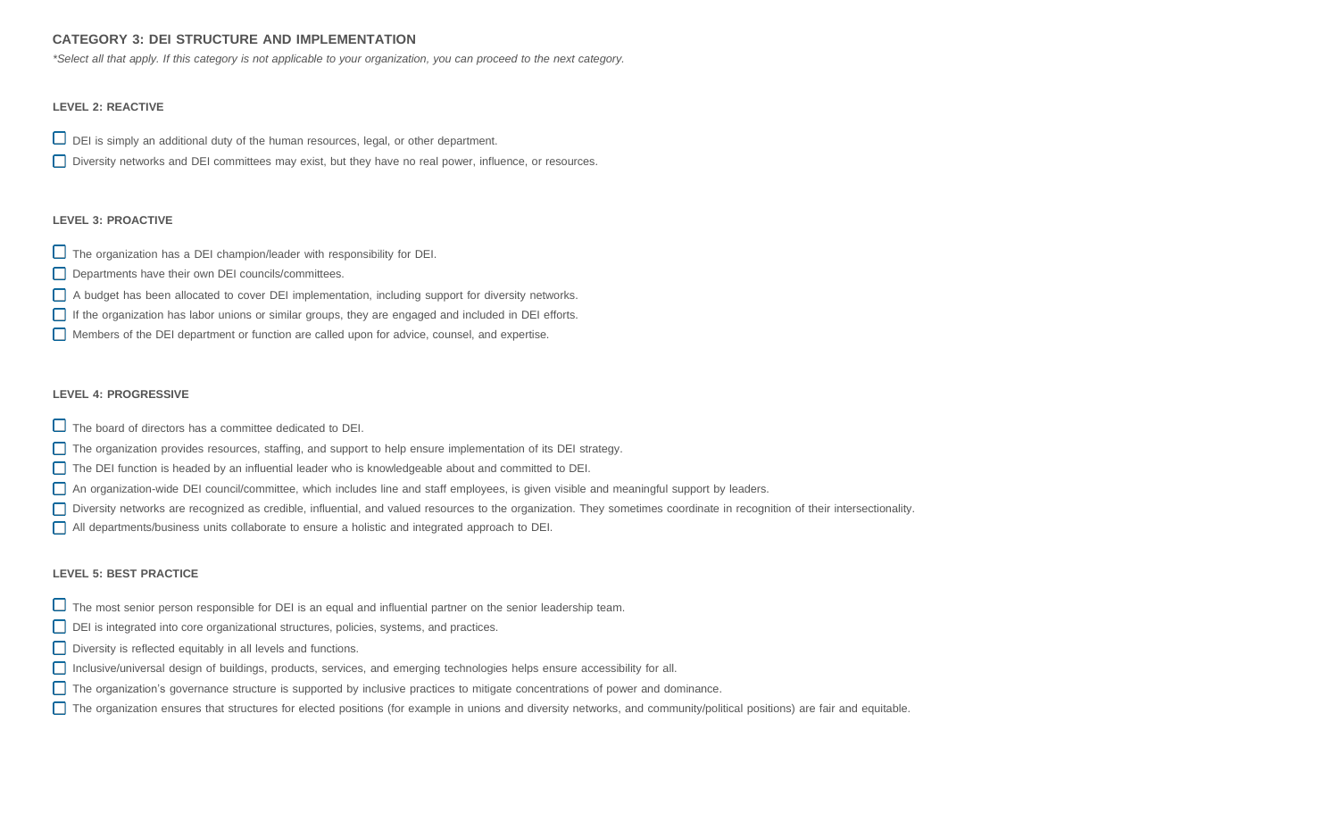## CATEGORY 3: DEI STRUCTURE AND IMPLEMENTATION

*\*Select all that apply. If this category is not applicable to your organization, you can proceed to the next category.*

### LEVEL 2: REACTIVE

- [ ] DEI is simply an additional duty of the human resources, legal, or other department.
- [ ] Diversity networks and DEI committees may exist, but they have no real power, influence, or resources.

### LEVEL 3: PROACTIVE

- [ ] The organization has a DEI champion/leader with responsibility for DEI.
- [ ] Departments have their own DEI councils/committees.
- [ ] A budget has been allocated to cover DEI implementation, including support for diversity networks.
- [ ] If the organization has labor unions or similar groups, they are engaged and included in DEI efforts.
- [ ] Members of the DEI department or function are called upon for advice, counsel, and expertise.

### LEVEL 4: PROGRESSIVE

- [ ] The board of directors has a committee dedicated to DEI.
- [ ] The organization provides resources, staffing, and support to help ensure implementation of its DEI strategy.
- [ ] The DEI function is headed by an influential leader who is knowledgeable about and committed to DEI.
- [ ] An organization-wide DEI council/committee, which includes line and staff employees, is given visible and meaningful support by leaders.
- [ ] Diversity networks are recognized as credible, influential, and valued resources to the organization. They sometimes coordinate in recognition of their intersectionality.
- [ ] All departments/business units collaborate to ensure a holistic and integrated approach to DEI.

### LEVEL 5: BEST PRACTICE

- [ ] The most senior person responsible for DEI is an equal and influential partner on the senior leadership team.
- [ ] DEI is integrated into core organizational structures, policies, systems, and practices.
- [ ] Diversity is reflected equitably in all levels and functions.
- [ ] Inclusive/universal design of buildings, products, services, and emerging technologies helps ensure accessibility for all.
- [ ] The organization's governance structure is supported by inclusive practices to mitigate concentrations of power and dominance.
- [ ] The organization ensures that structures for elected positions (for example in unions and diversity networks, and community/political positions) are fair and equitable.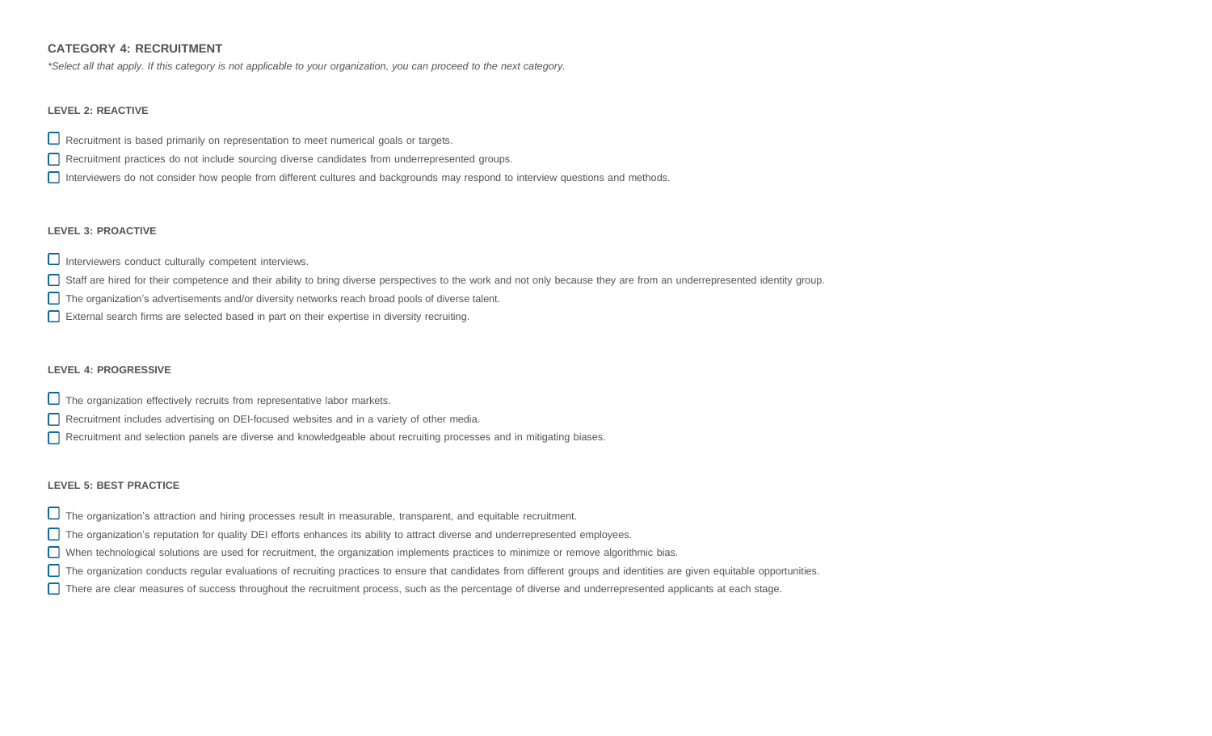## CATEGORY 4: RECRUITMENT

*\*Select all that apply. If this category is not applicable to your organization, you can proceed to the next category.*

### LEVEL 2: REACTIVE

- ☐ Recruitment is based primarily on representation to meet numerical goals or targets.
- ☐ Recruitment practices do not include sourcing diverse candidates from underrepresented groups.
- ☐ Interviewers do not consider how people from different cultures and backgrounds may respond to interview questions and methods.

### LEVEL 3: PROACTIVE

- ☐ Interviewers conduct culturally competent interviews.
- ☐ Staff are hired for their competence and their ability to bring diverse perspectives to the work and not only because they are from an underrepresented identity group.
- ☐ The organization's advertisements and/or diversity networks reach broad pools of diverse talent.
- ☐ External search firms are selected based in part on their expertise in diversity recruiting.

### LEVEL 4: PROGRESSIVE

- ☐ The organization effectively recruits from representative labor markets.
- ☐ Recruitment includes advertising on DEI-focused websites and in a variety of other media.
- ☐ Recruitment and selection panels are diverse and knowledgeable about recruiting processes and in mitigating biases.

### LEVEL 5: BEST PRACTICE

- ☐ The organization's attraction and hiring processes result in measurable, transparent, and equitable recruitment.
- ☐ The organization's reputation for quality DEI efforts enhances its ability to attract diverse and underrepresented employees.
- ☐ When technological solutions are used for recruitment, the organization implements practices to minimize or remove algorithmic bias.
- ☐ The organization conducts regular evaluations of recruiting practices to ensure that candidates from different groups and identities are given equitable opportunities.
- ☐ There are clear measures of success throughout the recruitment process, such as the percentage of diverse and underrepresented applicants at each stage.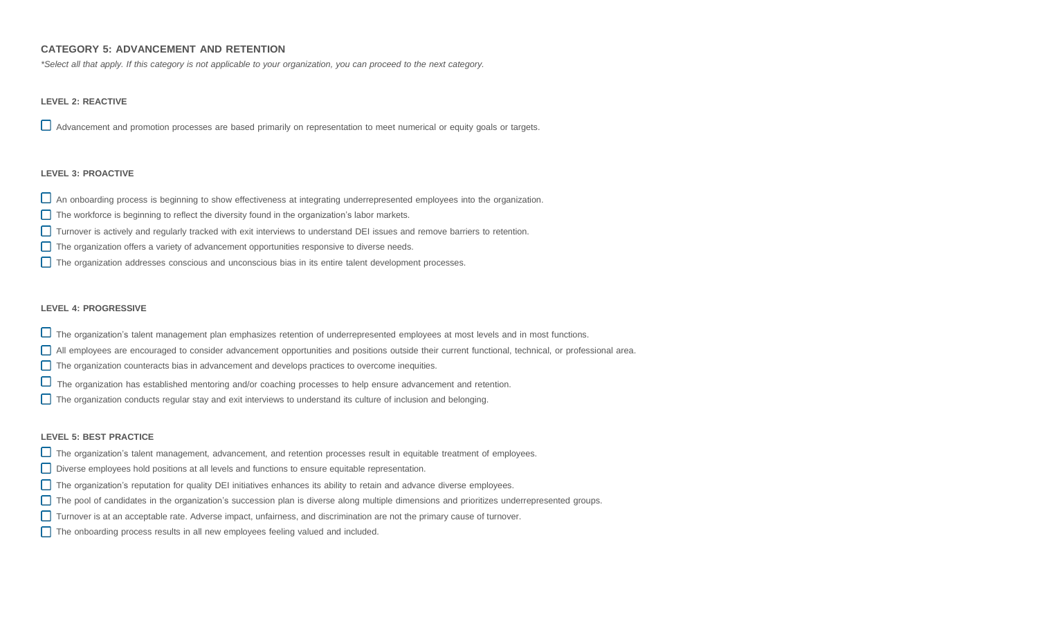## CATEGORY 5: ADVANCEMENT AND RETENTION

*\*Select all that apply. If this category is not applicable to your organization, you can proceed to the next category.*

### LEVEL 2: REACTIVE

- [ ] Advancement and promotion processes are based primarily on representation to meet numerical or equity goals or targets.

### LEVEL 3: PROACTIVE

- [ ] An onboarding process is beginning to show effectiveness at integrating underrepresented employees into the organization.
- [ ] The workforce is beginning to reflect the diversity found in the organization's labor markets.
- [ ] Turnover is actively and regularly tracked with exit interviews to understand DEI issues and remove barriers to retention.
- [ ] The organization offers a variety of advancement opportunities responsive to diverse needs.
- [ ] The organization addresses conscious and unconscious bias in its entire talent development processes.

### LEVEL 4: PROGRESSIVE

- [ ] The organization's talent management plan emphasizes retention of underrepresented employees at most levels and in most functions.
- [ ] All employees are encouraged to consider advancement opportunities and positions outside their current functional, technical, or professional area.
- [ ] The organization counteracts bias in advancement and develops practices to overcome inequities.
- [ ] The organization has established mentoring and/or coaching processes to help ensure advancement and retention.
- [ ] The organization conducts regular stay and exit interviews to understand its culture of inclusion and belonging.

### LEVEL 5: BEST PRACTICE

- [ ] The organization's talent management, advancement, and retention processes result in equitable treatment of employees.
- [ ] Diverse employees hold positions at all levels and functions to ensure equitable representation.
- [ ] The organization's reputation for quality DEI initiatives enhances its ability to retain and advance diverse employees.
- [ ] The pool of candidates in the organization's succession plan is diverse along multiple dimensions and prioritizes underrepresented groups.
- [ ] Turnover is at an acceptable rate. Adverse impact, unfairness, and discrimination are not the primary cause of turnover.
- [ ] The onboarding process results in all new employees feeling valued and included.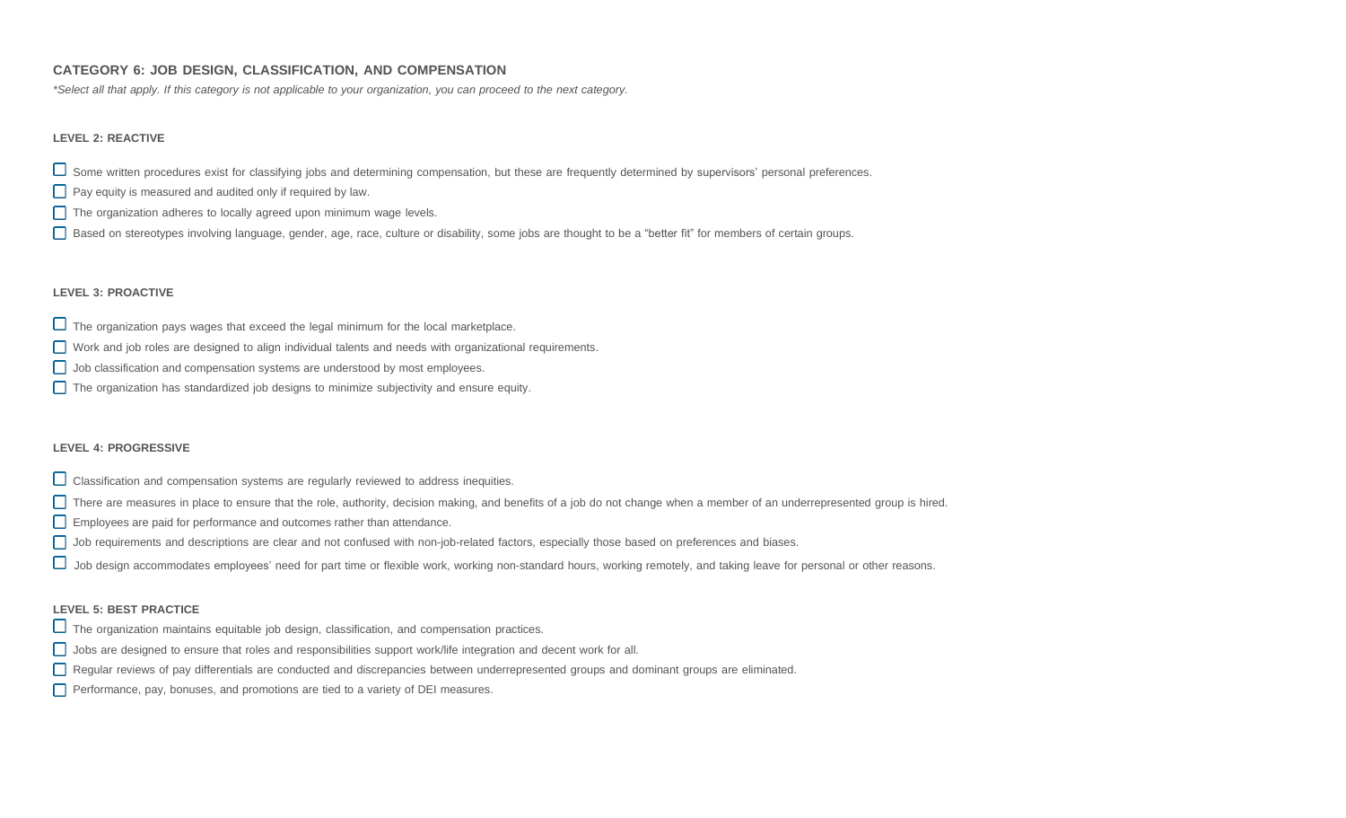## CATEGORY 6: JOB DESIGN, CLASSIFICATION, AND COMPENSATION

*\*Select all that apply. If this category is not applicable to your organization, you can proceed to the next category.*

### LEVEL 2: REACTIVE

- ☐ Some written procedures exist for classifying jobs and determining compensation, but these are frequently determined by supervisors' personal preferences.
- ☐ Pay equity is measured and audited only if required by law.
- ☐ The organization adheres to locally agreed upon minimum wage levels.
- ☐ Based on stereotypes involving language, gender, age, race, culture or disability, some jobs are thought to be a "better fit" for members of certain groups.

### LEVEL 3: PROACTIVE

- ☐ The organization pays wages that exceed the legal minimum for the local marketplace.
- ☐ Work and job roles are designed to align individual talents and needs with organizational requirements.
- ☐ Job classification and compensation systems are understood by most employees.
- ☐ The organization has standardized job designs to minimize subjectivity and ensure equity.

### LEVEL 4: PROGRESSIVE

- ☐ Classification and compensation systems are regularly reviewed to address inequities.
- ☐ There are measures in place to ensure that the role, authority, decision making, and benefits of a job do not change when a member of an underrepresented group is hired.
- ☐ Employees are paid for performance and outcomes rather than attendance.
- ☐ Job requirements and descriptions are clear and not confused with non-job-related factors, especially those based on preferences and biases.
- ☐ Job design accommodates employees' need for part time or flexible work, working non-standard hours, working remotely, and taking leave for personal or other reasons.

### LEVEL 5: BEST PRACTICE

- ☐ The organization maintains equitable job design, classification, and compensation practices.
- ☐ Jobs are designed to ensure that roles and responsibilities support work/life integration and decent work for all.
- ☐ Regular reviews of pay differentials are conducted and discrepancies between underrepresented groups and dominant groups are eliminated.
- ☐ Performance, pay, bonuses, and promotions are tied to a variety of DEI measures.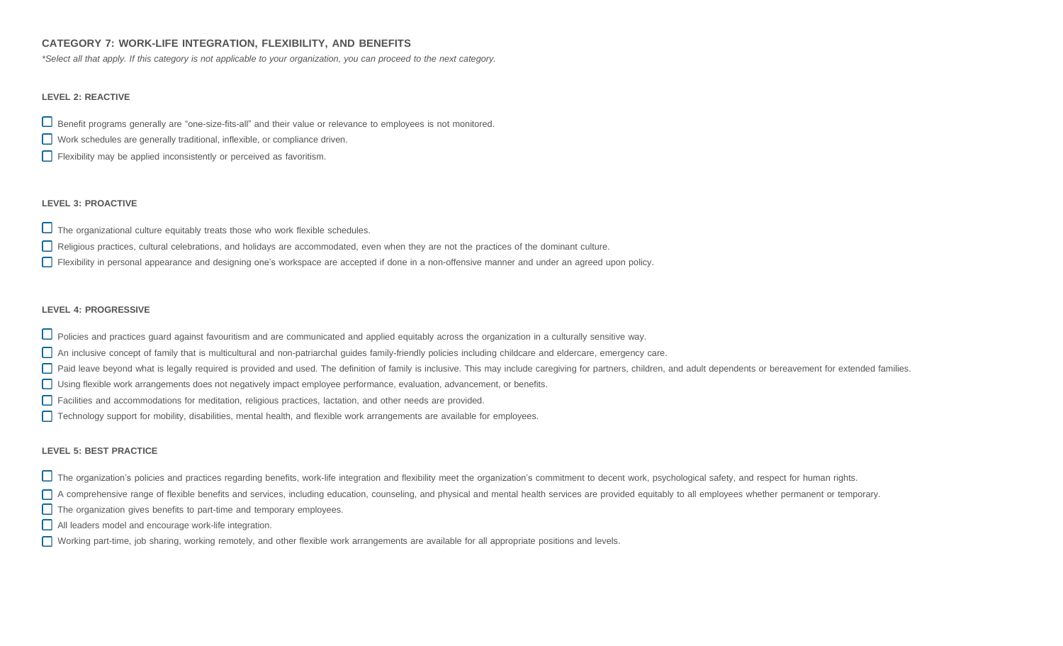## CATEGORY 7: WORK-LIFE INTEGRATION, FLEXIBILITY, AND BENEFITS

*\*Select all that apply. If this category is not applicable to your organization, you can proceed to the next category.*

### LEVEL 2: REACTIVE

- ☐ Benefit programs generally are "one-size-fits-all" and their value or relevance to employees is not monitored.
- ☐ Work schedules are generally traditional, inflexible, or compliance driven.
- ☐ Flexibility may be applied inconsistently or perceived as favoritism.

### LEVEL 3: PROACTIVE

- ☐ The organizational culture equitably treats those who work flexible schedules.
- ☐ Religious practices, cultural celebrations, and holidays are accommodated, even when they are not the practices of the dominant culture.
- ☐ Flexibility in personal appearance and designing one's workspace are accepted if done in a non-offensive manner and under an agreed upon policy.

### LEVEL 4: PROGRESSIVE

- ☐ Policies and practices guard against favouritism and are communicated and applied equitably across the organization in a culturally sensitive way.
- ☐ An inclusive concept of family that is multicultural and non-patriarchal guides family-friendly policies including childcare and eldercare, emergency care.
- ☐ Paid leave beyond what is legally required is provided and used. The definition of family is inclusive. This may include caregiving for partners, children, and adult dependents or bereavement for extended families.
- ☐ Using flexible work arrangements does not negatively impact employee performance, evaluation, advancement, or benefits.
- ☐ Facilities and accommodations for meditation, religious practices, lactation, and other needs are provided.
- ☐ Technology support for mobility, disabilities, mental health, and flexible work arrangements are available for employees.

### LEVEL 5: BEST PRACTICE

- ☐ The organization's policies and practices regarding benefits, work-life integration and flexibility meet the organization's commitment to decent work, psychological safety, and respect for human rights.
- ☐ A comprehensive range of flexible benefits and services, including education, counseling, and physical and mental health services are provided equitably to all employees whether permanent or temporary.
- ☐ The organization gives benefits to part-time and temporary employees.
- ☐ All leaders model and encourage work-life integration.
- ☐ Working part-time, job sharing, working remotely, and other flexible work arrangements are available for all appropriate positions and levels.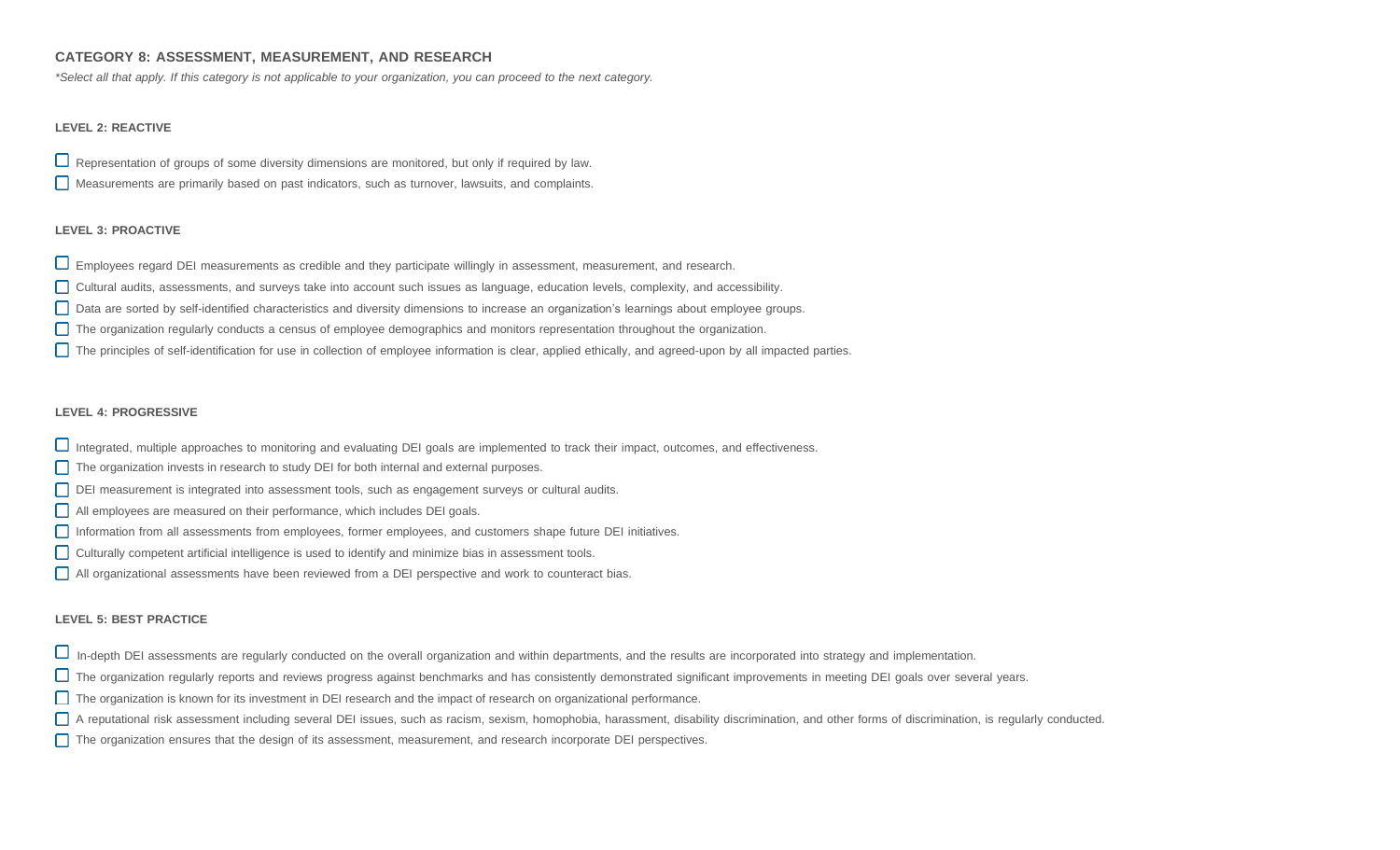## CATEGORY 8: ASSESSMENT, MEASUREMENT, AND RESEARCH

*\*Select all that apply. If this category is not applicable to your organization, you can proceed to the next category.*

### LEVEL 2: REACTIVE

- [ ] Representation of groups of some diversity dimensions are monitored, but only if required by law.
- [ ] Measurements are primarily based on past indicators, such as turnover, lawsuits, and complaints.

### LEVEL 3: PROACTIVE

- [ ] Employees regard DEI measurements as credible and they participate willingly in assessment, measurement, and research.
- [ ] Cultural audits, assessments, and surveys take into account such issues as language, education levels, complexity, and accessibility.
- [ ] Data are sorted by self-identified characteristics and diversity dimensions to increase an organization's learnings about employee groups.
- [ ] The organization regularly conducts a census of employee demographics and monitors representation throughout the organization.
- [ ] The principles of self-identification for use in collection of employee information is clear, applied ethically, and agreed-upon by all impacted parties.

### LEVEL 4: PROGRESSIVE

- [ ] Integrated, multiple approaches to monitoring and evaluating DEI goals are implemented to track their impact, outcomes, and effectiveness.
- [ ] The organization invests in research to study DEI for both internal and external purposes.
- [ ] DEI measurement is integrated into assessment tools, such as engagement surveys or cultural audits.
- [ ] All employees are measured on their performance, which includes DEI goals.
- [ ] Information from all assessments from employees, former employees, and customers shape future DEI initiatives.
- [ ] Culturally competent artificial intelligence is used to identify and minimize bias in assessment tools.
- [ ] All organizational assessments have been reviewed from a DEI perspective and work to counteract bias.

### LEVEL 5: BEST PRACTICE

- [ ] In-depth DEI assessments are regularly conducted on the overall organization and within departments, and the results are incorporated into strategy and implementation.
- [ ] The organization regularly reports and reviews progress against benchmarks and has consistently demonstrated significant improvements in meeting DEI goals over several years.
- [ ] The organization is known for its investment in DEI research and the impact of research on organizational performance.
- [ ] A reputational risk assessment including several DEI issues, such as racism, sexism, homophobia, harassment, disability discrimination, and other forms of discrimination, is regularly conducted.
- [ ] The organization ensures that the design of its assessment, measurement, and research incorporate DEI perspectives.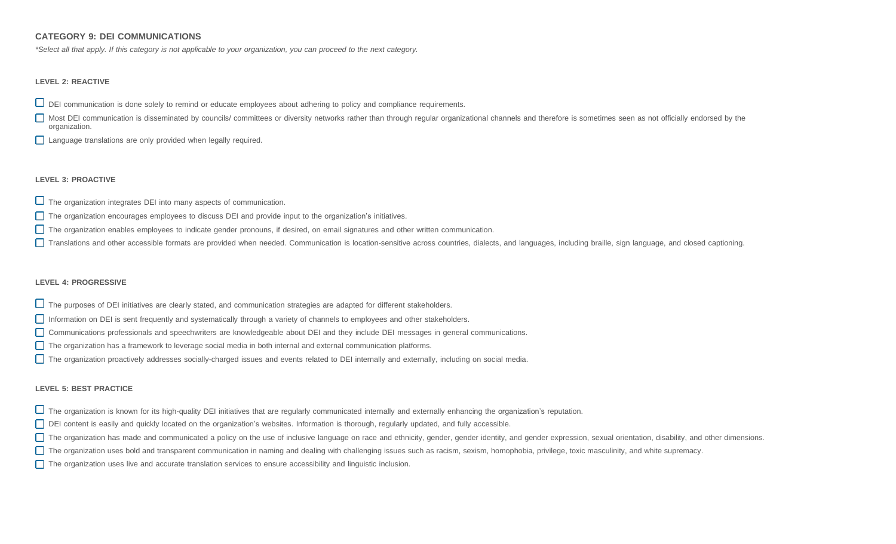## CATEGORY 9: DEI COMMUNICATIONS

*\*Select all that apply. If this category is not applicable to your organization, you can proceed to the next category.*

### LEVEL 2: REACTIVE

- [ ] DEI communication is done solely to remind or educate employees about adhering to policy and compliance requirements.
- [ ] Most DEI communication is disseminated by councils/ committees or diversity networks rather than through regular organizational channels and therefore is sometimes seen as not officially endorsed by the organization.
- [ ] Language translations are only provided when legally required.

### LEVEL 3: PROACTIVE

- [ ] The organization integrates DEI into many aspects of communication.
- [ ] The organization encourages employees to discuss DEI and provide input to the organization's initiatives.
- [ ] The organization enables employees to indicate gender pronouns, if desired, on email signatures and other written communication.
- [ ] Translations and other accessible formats are provided when needed. Communication is location-sensitive across countries, dialects, and languages, including braille, sign language, and closed captioning.

### LEVEL 4: PROGRESSIVE

- [ ] The purposes of DEI initiatives are clearly stated, and communication strategies are adapted for different stakeholders.
- [ ] Information on DEI is sent frequently and systematically through a variety of channels to employees and other stakeholders.
- [ ] Communications professionals and speechwriters are knowledgeable about DEI and they include DEI messages in general communications.
- [ ] The organization has a framework to leverage social media in both internal and external communication platforms.
- [ ] The organization proactively addresses socially-charged issues and events related to DEI internally and externally, including on social media.

### LEVEL 5: BEST PRACTICE

- [ ] The organization is known for its high-quality DEI initiatives that are regularly communicated internally and externally enhancing the organization's reputation.
- [ ] DEI content is easily and quickly located on the organization's websites. Information is thorough, regularly updated, and fully accessible.
- [ ] The organization has made and communicated a policy on the use of inclusive language on race and ethnicity, gender, gender identity, and gender expression, sexual orientation, disability, and other dimensions.
- [ ] The organization uses bold and transparent communication in naming and dealing with challenging issues such as racism, sexism, homophobia, privilege, toxic masculinity, and white supremacy.
- [ ] The organization uses live and accurate translation services to ensure accessibility and linguistic inclusion.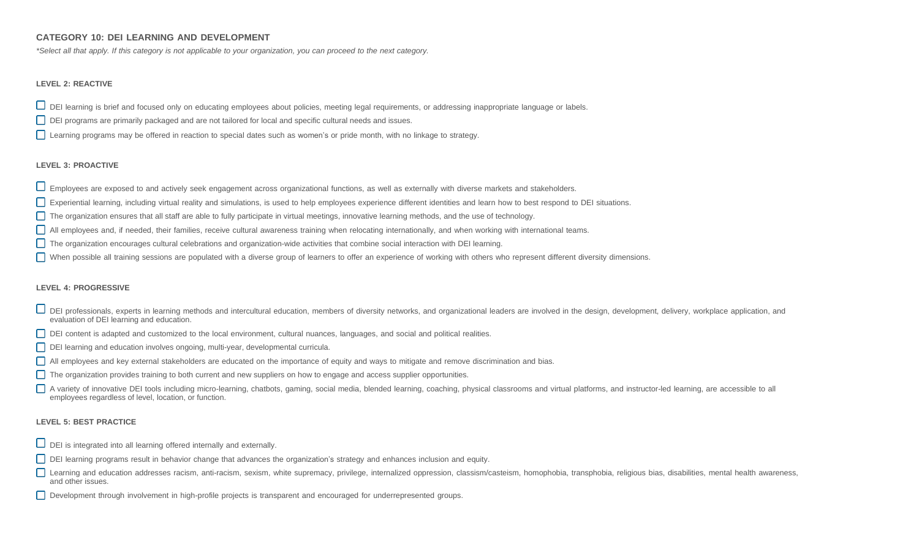## CATEGORY 10: DEI LEARNING AND DEVELOPMENT

*\*Select all that apply. If this category is not applicable to your organization, you can proceed to the next category.*

### LEVEL 2: REACTIVE

- [ ] DEI learning is brief and focused only on educating employees about policies, meeting legal requirements, or addressing inappropriate language or labels.
- [ ] DEI programs are primarily packaged and are not tailored for local and specific cultural needs and issues.
- [ ] Learning programs may be offered in reaction to special dates such as women's or pride month, with no linkage to strategy.

### LEVEL 3: PROACTIVE

- [ ] Employees are exposed to and actively seek engagement across organizational functions, as well as externally with diverse markets and stakeholders.
- [ ] Experiential learning, including virtual reality and simulations, is used to help employees experience different identities and learn how to best respond to DEI situations.
- [ ] The organization ensures that all staff are able to fully participate in virtual meetings, innovative learning methods, and the use of technology.
- [ ] All employees and, if needed, their families, receive cultural awareness training when relocating internationally, and when working with international teams.
- [ ] The organization encourages cultural celebrations and organization-wide activities that combine social interaction with DEI learning.
- [ ] When possible all training sessions are populated with a diverse group of learners to offer an experience of working with others who represent different diversity dimensions.

### LEVEL 4: PROGRESSIVE

- [ ] DEI professionals, experts in learning methods and intercultural education, members of diversity networks, and organizational leaders are involved in the design, development, delivery, workplace application, and evaluation of DEI learning and education.
- [ ] DEI content is adapted and customized to the local environment, cultural nuances, languages, and social and political realities.
- [ ] DEI learning and education involves ongoing, multi-year, developmental curricula.
- [ ] All employees and key external stakeholders are educated on the importance of equity and ways to mitigate and remove discrimination and bias.
- [ ] The organization provides training to both current and new suppliers on how to engage and access supplier opportunities.
- [ ] A variety of innovative DEI tools including micro-learning, chatbots, gaming, social media, blended learning, coaching, physical classrooms and virtual platforms, and instructor-led learning, are accessible to all employees regardless of level, location, or function.

### LEVEL 5: BEST PRACTICE

- [ ] DEI is integrated into all learning offered internally and externally.
- [ ] DEI learning programs result in behavior change that advances the organization's strategy and enhances inclusion and equity.
- [ ] Learning and education addresses racism, anti-racism, sexism, white supremacy, privilege, internalized oppression, classism/casteism, homophobia, transphobia, religious bias, disabilities, mental health awareness, and other issues.
- [ ] Development through involvement in high-profile projects is transparent and encouraged for underrepresented groups.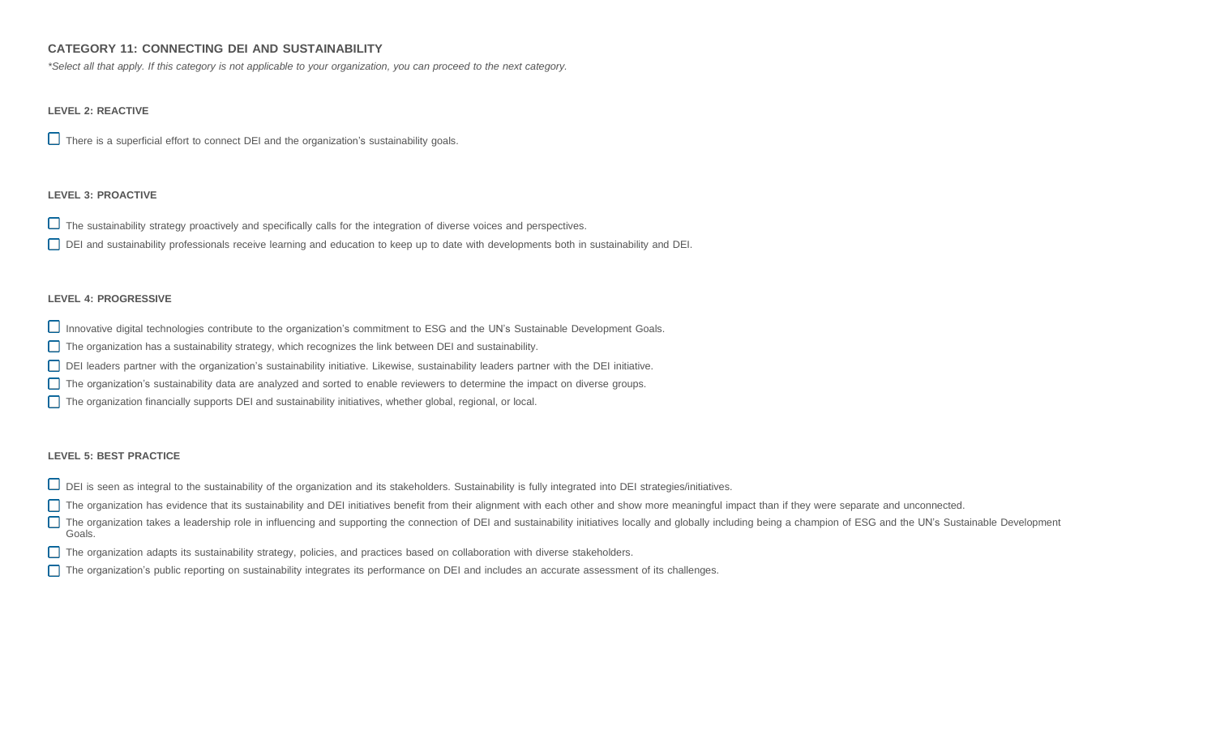## CATEGORY 11: CONNECTING DEI AND SUSTAINABILITY

*\*Select all that apply. If this category is not applicable to your organization, you can proceed to the next category.*

### LEVEL 2: REACTIVE

- [ ] There is a superficial effort to connect DEI and the organization's sustainability goals.

### LEVEL 3: PROACTIVE

- [ ] The sustainability strategy proactively and specifically calls for the integration of diverse voices and perspectives.
- [ ] DEI and sustainability professionals receive learning and education to keep up to date with developments both in sustainability and DEI.

### LEVEL 4: PROGRESSIVE

- [ ] Innovative digital technologies contribute to the organization's commitment to ESG and the UN's Sustainable Development Goals.
- [ ] The organization has a sustainability strategy, which recognizes the link between DEI and sustainability.
- [ ] DEI leaders partner with the organization's sustainability initiative. Likewise, sustainability leaders partner with the DEI initiative.
- [ ] The organization's sustainability data are analyzed and sorted to enable reviewers to determine the impact on diverse groups.
- [ ] The organization financially supports DEI and sustainability initiatives, whether global, regional, or local.

### LEVEL 5: BEST PRACTICE

- [ ] DEI is seen as integral to the sustainability of the organization and its stakeholders. Sustainability is fully integrated into DEI strategies/initiatives.
- [ ] The organization has evidence that its sustainability and DEI initiatives benefit from their alignment with each other and show more meaningful impact than if they were separate and unconnected.
- [ ] The organization takes a leadership role in influencing and supporting the connection of DEI and sustainability initiatives locally and globally including being a champion of ESG and the UN's Sustainable Development Goals.
- [ ] The organization adapts its sustainability strategy, policies, and practices based on collaboration with diverse stakeholders.
- [ ] The organization's public reporting on sustainability integrates its performance on DEI and includes an accurate assessment of its challenges.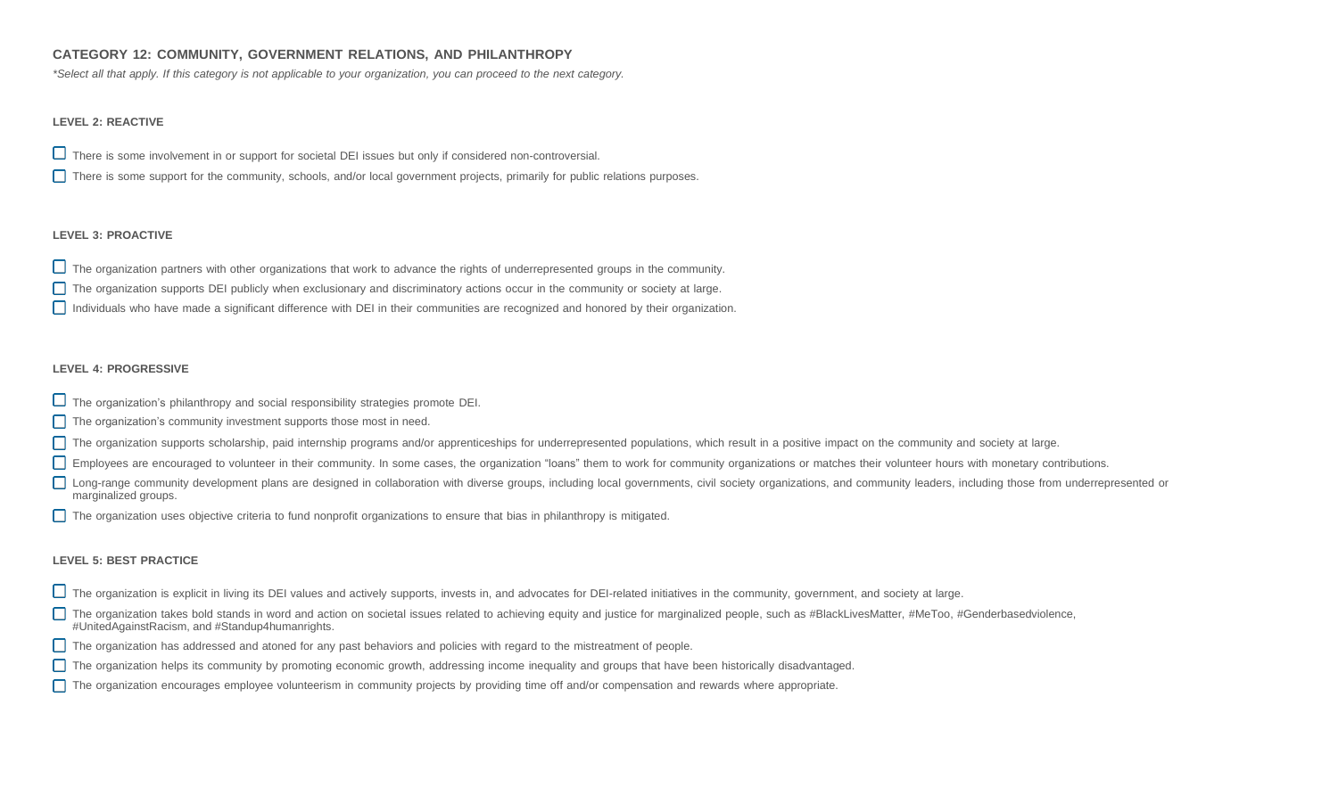## CATEGORY 12: COMMUNITY, GOVERNMENT RELATIONS, AND PHILANTHROPY

*\*Select all that apply. If this category is not applicable to your organization, you can proceed to the next category.*

### LEVEL 2: REACTIVE

- [ ] There is some involvement in or support for societal DEI issues but only if considered non-controversial.
- [ ] There is some support for the community, schools, and/or local government projects, primarily for public relations purposes.

### LEVEL 3: PROACTIVE

- [ ] The organization partners with other organizations that work to advance the rights of underrepresented groups in the community.
- [ ] The organization supports DEI publicly when exclusionary and discriminatory actions occur in the community or society at large.
- [ ] Individuals who have made a significant difference with DEI in their communities are recognized and honored by their organization.

### LEVEL 4: PROGRESSIVE

- [ ] The organization's philanthropy and social responsibility strategies promote DEI.
- [ ] The organization's community investment supports those most in need.
- [ ] The organization supports scholarship, paid internship programs and/or apprenticeships for underrepresented populations, which result in a positive impact on the community and society at large.
- [ ] Employees are encouraged to volunteer in their community. In some cases, the organization "loans" them to work for community organizations or matches their volunteer hours with monetary contributions.
- [ ] Long-range community development plans are designed in collaboration with diverse groups, including local governments, civil society organizations, and community leaders, including those from underrepresented or marginalized groups.
- [ ] The organization uses objective criteria to fund nonprofit organizations to ensure that bias in philanthropy is mitigated.

### LEVEL 5: BEST PRACTICE

- [ ] The organization is explicit in living its DEI values and actively supports, invests in, and advocates for DEI-related initiatives in the community, government, and society at large.
- [ ] The organization takes bold stands in word and action on societal issues related to achieving equity and justice for marginalized people, such as #BlackLivesMatter, #MeToo, #Genderbasedviolence, #UnitedAgainstRacism, and #Standup4humanrights.
- [ ] The organization has addressed and atoned for any past behaviors and policies with regard to the mistreatment of people.
- [ ] The organization helps its community by promoting economic growth, addressing income inequality and groups that have been historically disadvantaged.
- [ ] The organization encourages employee volunteerism in community projects by providing time off and/or compensation and rewards where appropriate.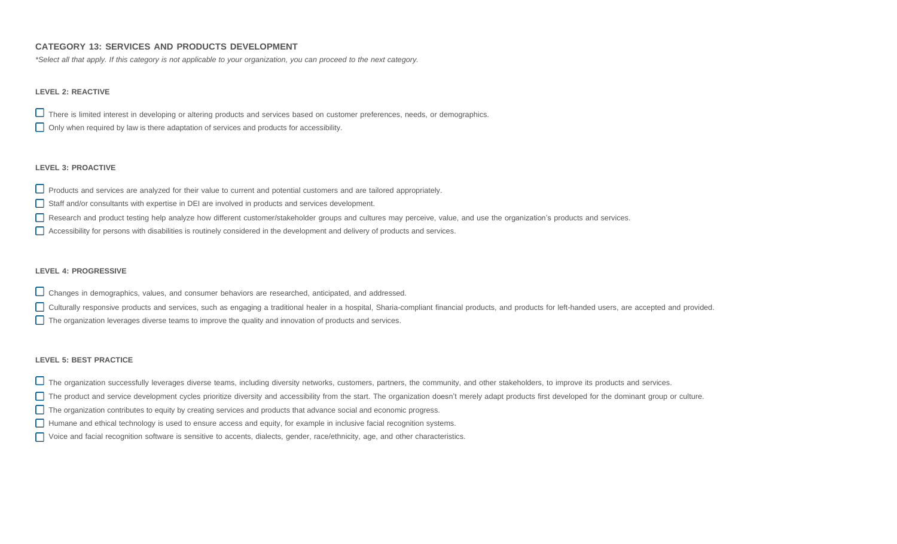## CATEGORY 13: SERVICES AND PRODUCTS DEVELOPMENT

*\*Select all that apply. If this category is not applicable to your organization, you can proceed to the next category.*

### LEVEL 2: REACTIVE

- [ ] There is limited interest in developing or altering products and services based on customer preferences, needs, or demographics.
- [ ] Only when required by law is there adaptation of services and products for accessibility.

### LEVEL 3: PROACTIVE

- [ ] Products and services are analyzed for their value to current and potential customers and are tailored appropriately.
- [ ] Staff and/or consultants with expertise in DEI are involved in products and services development.
- [ ] Research and product testing help analyze how different customer/stakeholder groups and cultures may perceive, value, and use the organization's products and services.
- [ ] Accessibility for persons with disabilities is routinely considered in the development and delivery of products and services.

### LEVEL 4: PROGRESSIVE

- [ ] Changes in demographics, values, and consumer behaviors are researched, anticipated, and addressed.
- [ ] Culturally responsive products and services, such as engaging a traditional healer in a hospital, Sharia-compliant financial products, and products for left-handed users, are accepted and provided.
- [ ] The organization leverages diverse teams to improve the quality and innovation of products and services.

### LEVEL 5: BEST PRACTICE

- [ ] The organization successfully leverages diverse teams, including diversity networks, customers, partners, the community, and other stakeholders, to improve its products and services.
- [ ] The product and service development cycles prioritize diversity and accessibility from the start. The organization doesn't merely adapt products first developed for the dominant group or culture.
- [ ] The organization contributes to equity by creating services and products that advance social and economic progress.
- [ ] Humane and ethical technology is used to ensure access and equity, for example in inclusive facial recognition systems.
- [ ] Voice and facial recognition software is sensitive to accents, dialects, gender, race/ethnicity, age, and other characteristics.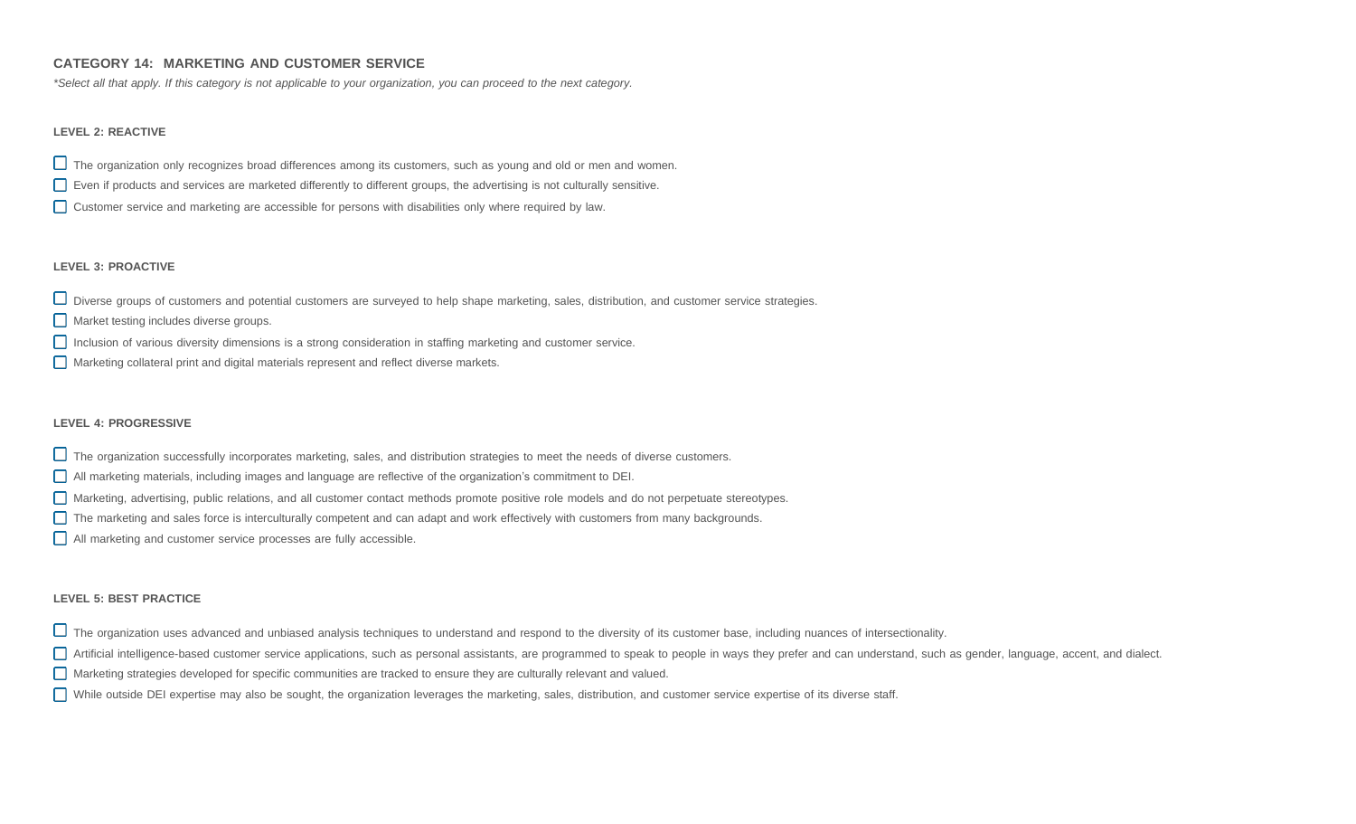## CATEGORY 14: MARKETING AND CUSTOMER SERVICE

*\*Select all that apply. If this category is not applicable to your organization, you can proceed to the next category.*

### LEVEL 2: REACTIVE

- [ ] The organization only recognizes broad differences among its customers, such as young and old or men and women.
- [ ] Even if products and services are marketed differently to different groups, the advertising is not culturally sensitive.
- [ ] Customer service and marketing are accessible for persons with disabilities only where required by law.

### LEVEL 3: PROACTIVE

- [ ] Diverse groups of customers and potential customers are surveyed to help shape marketing, sales, distribution, and customer service strategies.
- [ ] Market testing includes diverse groups.
- [ ] Inclusion of various diversity dimensions is a strong consideration in staffing marketing and customer service.
- [ ] Marketing collateral print and digital materials represent and reflect diverse markets.

### LEVEL 4: PROGRESSIVE

- [ ] The organization successfully incorporates marketing, sales, and distribution strategies to meet the needs of diverse customers.
- [ ] All marketing materials, including images and language are reflective of the organization's commitment to DEI.
- [ ] Marketing, advertising, public relations, and all customer contact methods promote positive role models and do not perpetuate stereotypes.
- [ ] The marketing and sales force is interculturally competent and can adapt and work effectively with customers from many backgrounds.
- [ ] All marketing and customer service processes are fully accessible.

### LEVEL 5: BEST PRACTICE

- [ ] The organization uses advanced and unbiased analysis techniques to understand and respond to the diversity of its customer base, including nuances of intersectionality.
- [ ] Artificial intelligence-based customer service applications, such as personal assistants, are programmed to speak to people in ways they prefer and can understand, such as gender, language, accent, and dialect.
- [ ] Marketing strategies developed for specific communities are tracked to ensure they are culturally relevant and valued.
- [ ] While outside DEI expertise may also be sought, the organization leverages the marketing, sales, distribution, and customer service expertise of its diverse staff.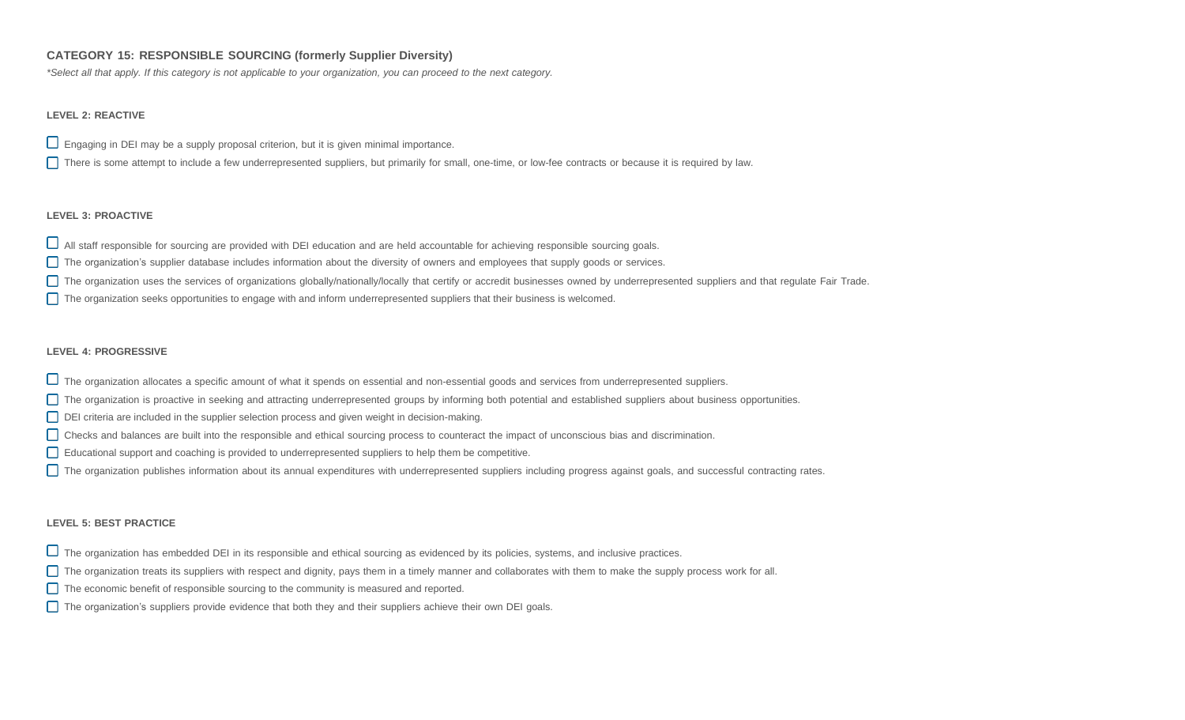### CATEGORY 15: RESPONSIBLE SOURCING (formerly Supplier Diversity)

*\*Select all that apply. If this category is not applicable to your organization, you can proceed to the next category.*

#### LEVEL 2: REACTIVE

- [ ] Engaging in DEI may be a supply proposal criterion, but it is given minimal importance.
- [ ] There is some attempt to include a few underrepresented suppliers, but primarily for small, one-time, or low-fee contracts or because it is required by law.

#### LEVEL 3: PROACTIVE

- [ ] All staff responsible for sourcing are provided with DEI education and are held accountable for achieving responsible sourcing goals.
- [ ] The organization's supplier database includes information about the diversity of owners and employees that supply goods or services.
- [ ] The organization uses the services of organizations globally/nationally/locally that certify or accredit businesses owned by underrepresented suppliers and that regulate Fair Trade.
- [ ] The organization seeks opportunities to engage with and inform underrepresented suppliers that their business is welcomed.

#### LEVEL 4: PROGRESSIVE

- [ ] The organization allocates a specific amount of what it spends on essential and non-essential goods and services from underrepresented suppliers.
- [ ] The organization is proactive in seeking and attracting underrepresented groups by informing both potential and established suppliers about business opportunities.
- [ ] DEI criteria are included in the supplier selection process and given weight in decision-making.
- [ ] Checks and balances are built into the responsible and ethical sourcing process to counteract the impact of unconscious bias and discrimination.
- [ ] Educational support and coaching is provided to underrepresented suppliers to help them be competitive.
- [ ] The organization publishes information about its annual expenditures with underrepresented suppliers including progress against goals, and successful contracting rates.

#### LEVEL 5: BEST PRACTICE

- [ ] The organization has embedded DEI in its responsible and ethical sourcing as evidenced by its policies, systems, and inclusive practices.
- [ ] The organization treats its suppliers with respect and dignity, pays them in a timely manner and collaborates with them to make the supply process work for all.
- [ ] The economic benefit of responsible sourcing to the community is measured and reported.
- [ ] The organization's suppliers provide evidence that both they and their suppliers achieve their own DEI goals.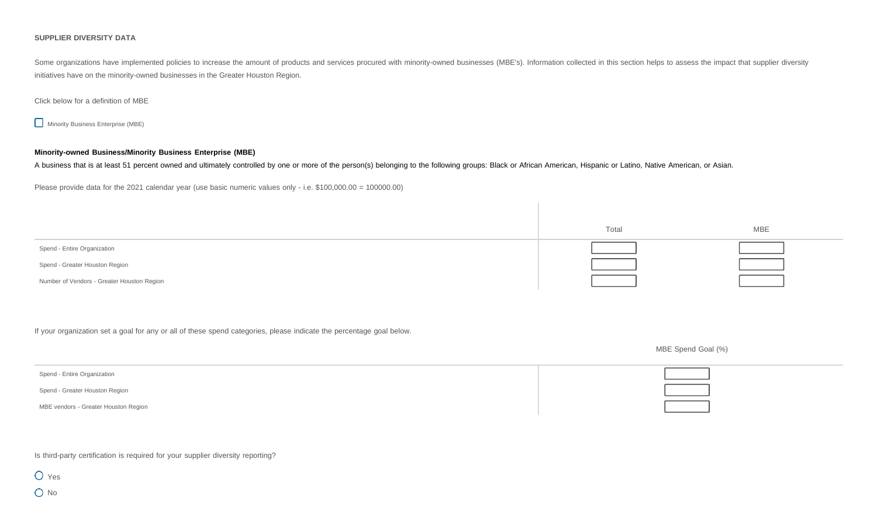**SUPPLIER DIVERSITY DATA**

Some organizations have implemented policies to increase the amount of products and services procured with minority-owned businesses (MBE's). Information collected in this section helps to assess the impact that supplier diversity initiatives have on the minority-owned businesses in the Greater Houston Region.

Click below for a definition of MBE

☐ Minority Business Enterprise (MBE)

**Minority-owned Business/Minority Business Enterprise (MBE)**

A business that is at least 51 percent owned and ultimately controlled by one or more of the person(s) belonging to the following groups: Black or African American, Hispanic or Latino, Native American, or Asian.

Please provide data for the 2021 calendar year (use basic numeric values only - i.e. $100,000.00 = 100000.00)

| | Total | MBE |
|---|---|---|
| Spend - Entire Organization | | |
| Spend - Greater Houston Region | | |
| Number of Vendors - Greater Houston Region | | |

If your organization set a goal for any or all of these spend categories, please indicate the percentage goal below.

| | MBE Spend Goal (%) |
|---|---|
| Spend - Entire Organization | |
| Spend - Greater Houston Region | |
| MBE vendors - Greater Houston Region | |

Is third-party certification is required for your supplier diversity reporting?

○ Yes

○ No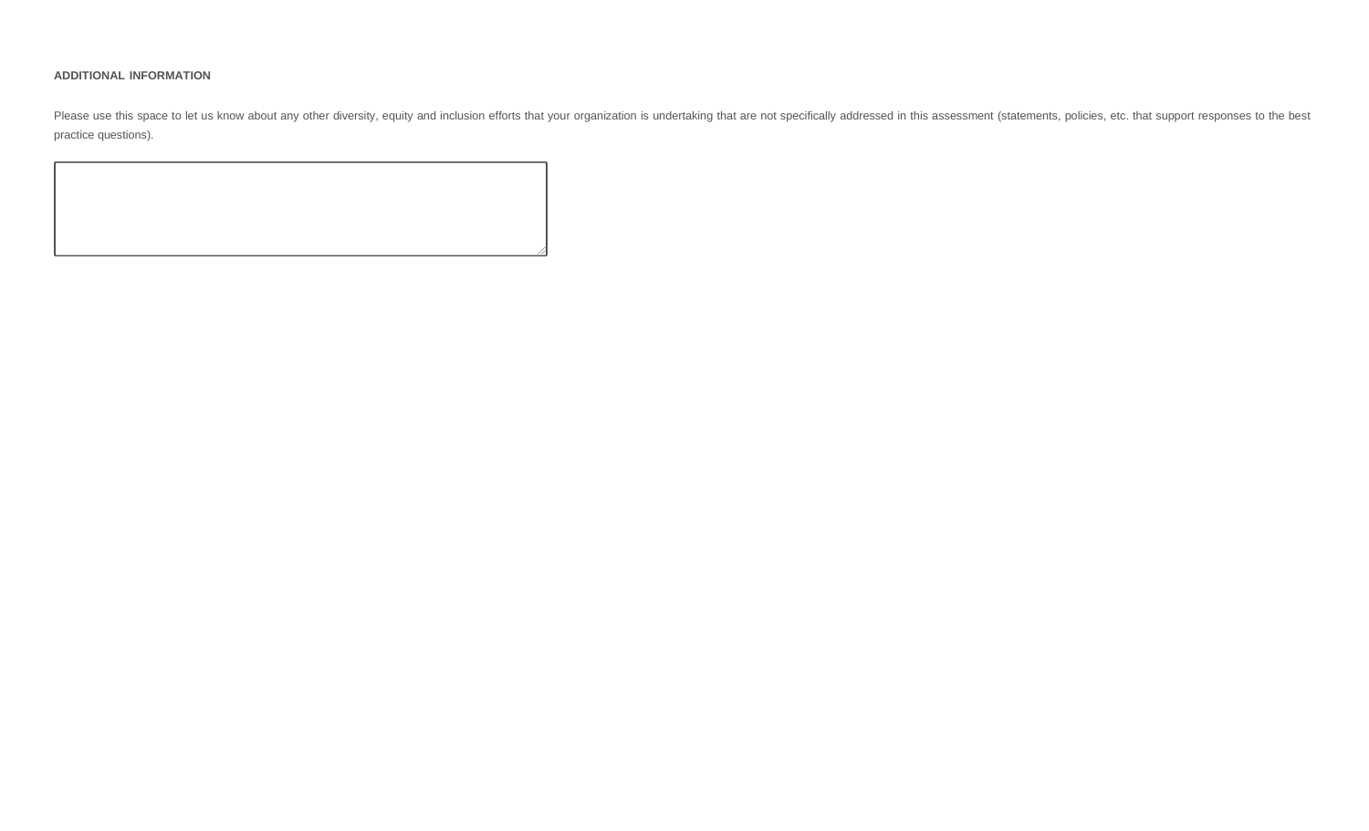### ADDITIONAL INFORMATION

Please use this space to let us know about any other diversity, equity and inclusion efforts that your organization is undertaking that are not specifically addressed in this assessment (statements, policies, etc. that support responses to the best practice questions).